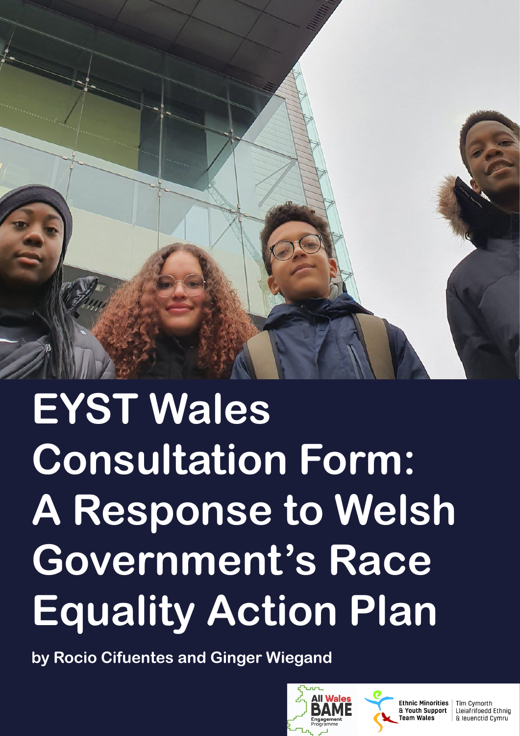# EYST Wales Consultation Form: A Response to Welsh Government's Race Equality Action Plan

**by Rocio Cifuentes and Ginger Wiegand**

All Wales BAME Engagement Programme

Ethnic Minorities & Youth Support Team Wales | Tîm Cymorth Lleiafrifoedd Ethnig & Ieuenctid Cymru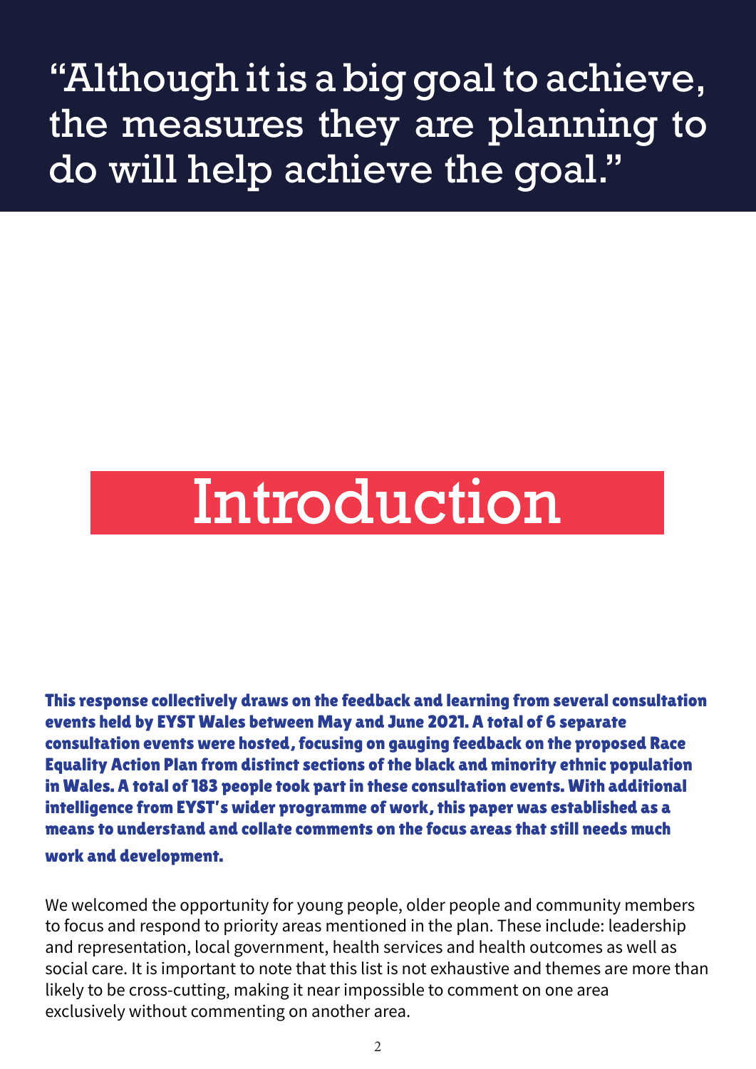> “Although it is a big goal to achieve, the measures they are planning to do will help achieve the goal.”

# Introduction

**This response collectively draws on the feedback and learning from several consultation events held by EYST Wales between May and June 2021. A total of 6 separate consultation events were hosted, focusing on gauging feedback on the proposed Race Equality Action Plan from distinct sections of the black and minority ethnic population in Wales. A total of 183 people took part in these consultation events. With additional intelligence from EYST's wider programme of work, this paper was established as a means to understand and collate comments on the focus areas that still needs much work and development.**

We welcomed the opportunity for young people, older people and community members to focus and respond to priority areas mentioned in the plan. These include: leadership and representation, local government, health services and health outcomes as well as social care. It is important to note that this list is not exhaustive and themes are more than likely to be cross-cutting, making it near impossible to comment on one area exclusively without commenting on another area.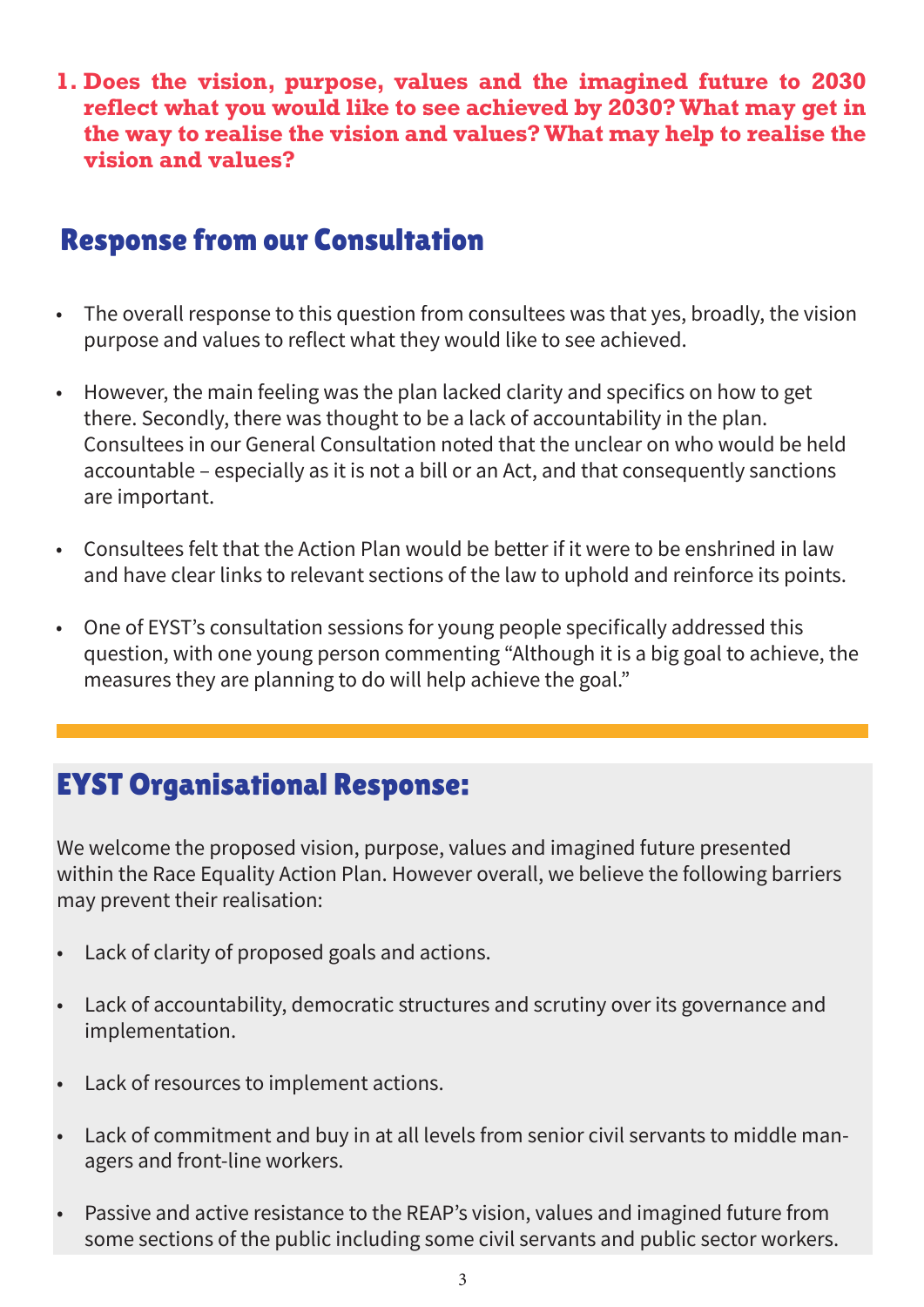1. **Does the vision, purpose, values and the imagined future to 2030 reflect what you would like to see achieved by 2030? What may get in the way to realise the vision and values? What may help to realise the vision and values?**

## Response from our Consultation

- The overall response to this question from consultees was that yes, broadly, the vision purpose and values to reflect what they would like to see achieved.
- However, the main feeling was the plan lacked clarity and specifics on how to get there. Secondly, there was thought to be a lack of accountability in the plan. Consultees in our General Consultation noted that the unclear on who would be held accountable – especially as it is not a bill or an Act, and that consequently sanctions are important.
- Consultees felt that the Action Plan would be better if it were to be enshrined in law and have clear links to relevant sections of the law to uphold and reinforce its points.
- One of EYST's consultation sessions for young people specifically addressed this question, with one young person commenting "Although it is a big goal to achieve, the measures they are planning to do will help achieve the goal."

## EYST Organisational Response:

We welcome the proposed vision, purpose, values and imagined future presented within the Race Equality Action Plan. However overall, we believe the following barriers may prevent their realisation:

- Lack of clarity of proposed goals and actions.
- Lack of accountability, democratic structures and scrutiny over its governance and implementation.
- Lack of resources to implement actions.
- Lack of commitment and buy in at all levels from senior civil servants to middle managers and front-line workers.
- Passive and active resistance to the REAP's vision, values and imagined future from some sections of the public including some civil servants and public sector workers.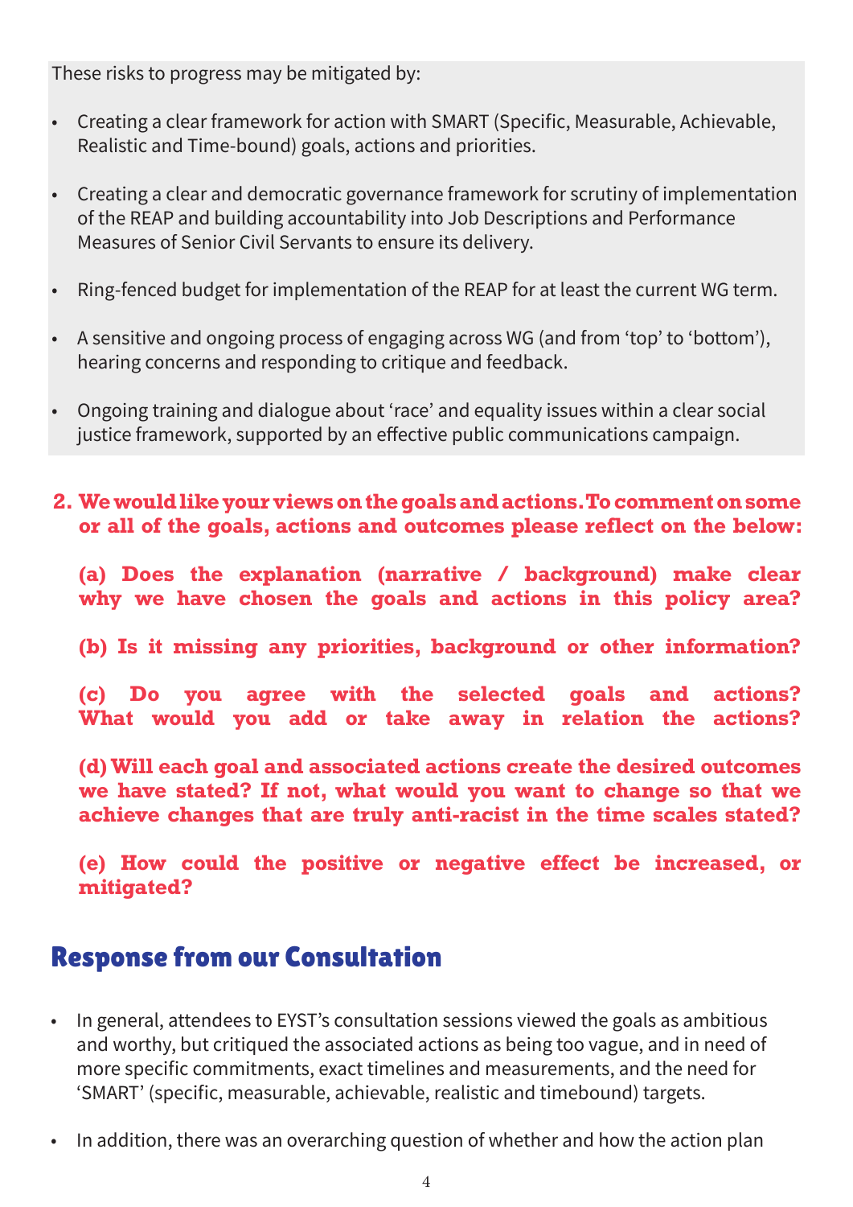These risks to progress may be mitigated by:

- Creating a clear framework for action with SMART (Specific, Measurable, Achievable, Realistic and Time-bound) goals, actions and priorities.
- Creating a clear and democratic governance framework for scrutiny of implementation of the REAP and building accountability into Job Descriptions and Performance Measures of Senior Civil Servants to ensure its delivery.
- Ring-fenced budget for implementation of the REAP for at least the current WG term.
- A sensitive and ongoing process of engaging across WG (and from 'top' to 'bottom'), hearing concerns and responding to critique and feedback.
- Ongoing training and dialogue about 'race' and equality issues within a clear social justice framework, supported by an effective public communications campaign.

**2. We would like your views on the goals and actions. To comment on some or all of the goals, actions and outcomes please reflect on the below:**

**(a) Does the explanation (narrative / background) make clear why we have chosen the goals and actions in this policy area?**

**(b) Is it missing any priorities, background or other information?**

**(c) Do you agree with the selected goals and actions? What would you add or take away in relation the actions?**

**(d) Will each goal and associated actions create the desired outcomes we have stated? If not, what would you want to change so that we achieve changes that are truly anti-racist in the time scales stated?**

**(e) How could the positive or negative effect be increased, or mitigated?**

## Response from our Consultation

- In general, attendees to EYST's consultation sessions viewed the goals as ambitious and worthy, but critiqued the associated actions as being too vague, and in need of more specific commitments, exact timelines and measurements, and the need for 'SMART' (specific, measurable, achievable, realistic and timebound) targets.
- In addition, there was an overarching question of whether and how the action plan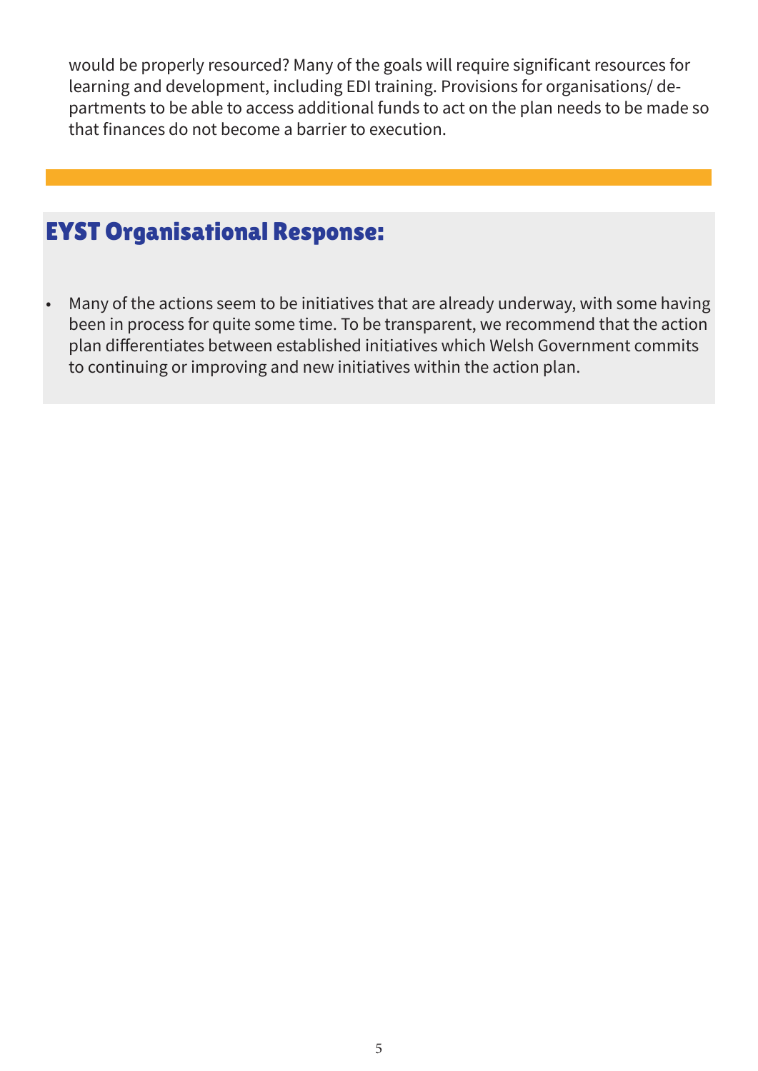would be properly resourced? Many of the goals will require significant resources for learning and development, including EDI training. Provisions for organisations/ departments to be able to access additional funds to act on the plan needs to be made so that finances do not become a barrier to execution.

## EYST Organisational Response:

- Many of the actions seem to be initiatives that are already underway, with some having been in process for quite some time. To be transparent, we recommend that the action plan differentiates between established initiatives which Welsh Government commits to continuing or improving and new initiatives within the action plan.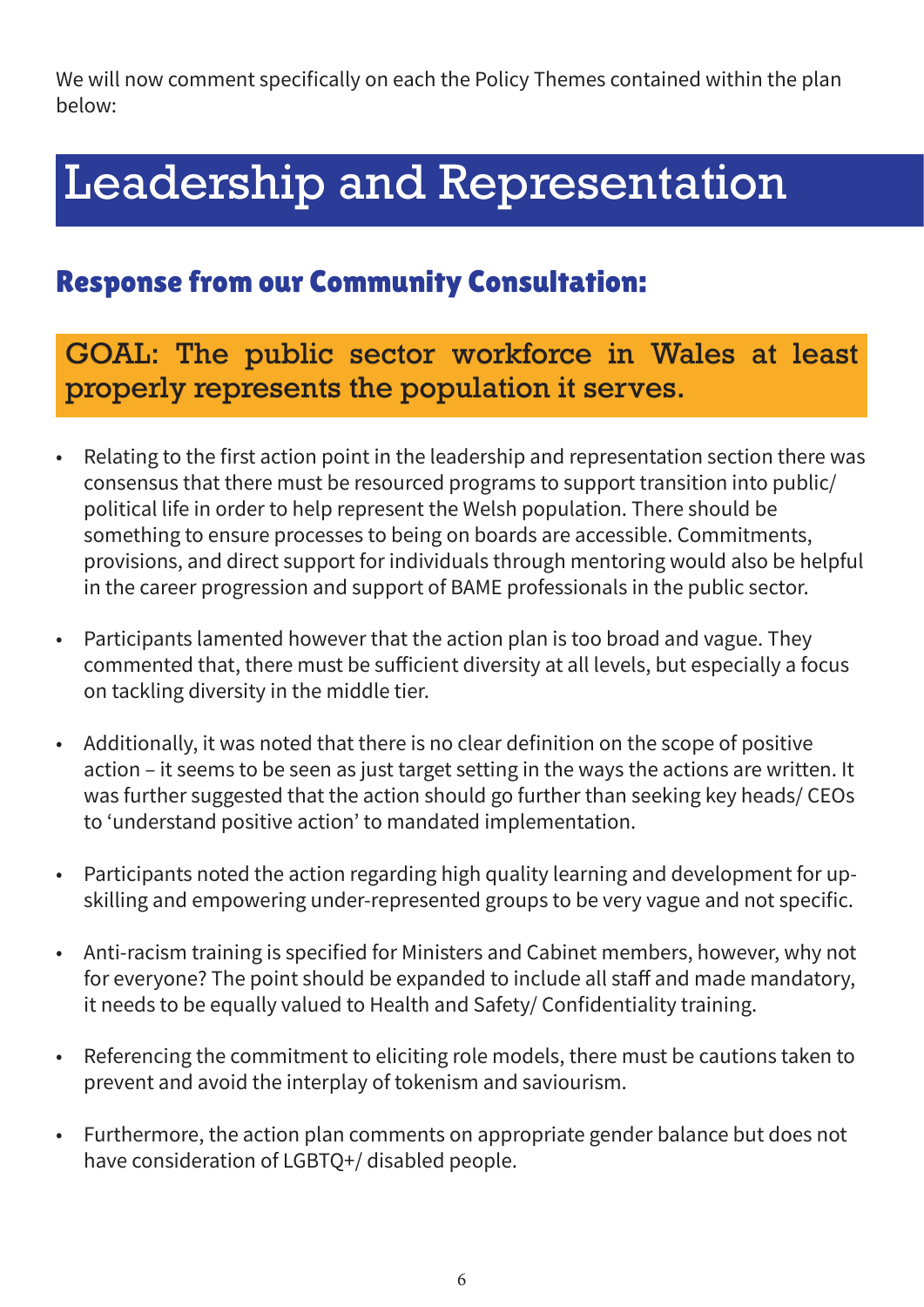We will now comment specifically on each the Policy Themes contained within the plan below:

# Leadership and Representation

## Response from our Community Consultation:

**GOAL: The public sector workforce in Wales at least properly represents the population it serves.**

- Relating to the first action point in the leadership and representation section there was consensus that there must be resourced programs to support transition into public/ political life in order to help represent the Welsh population. There should be something to ensure processes to being on boards are accessible. Commitments, provisions, and direct support for individuals through mentoring would also be helpful in the career progression and support of BAME professionals in the public sector.

- Participants lamented however that the action plan is too broad and vague. They commented that, there must be sufficient diversity at all levels, but especially a focus on tackling diversity in the middle tier.

- Additionally, it was noted that there is no clear definition on the scope of positive action – it seems to be seen as just target setting in the ways the actions are written. It was further suggested that the action should go further than seeking key heads/ CEOs to 'understand positive action' to mandated implementation.

- Participants noted the action regarding high quality learning and development for up-skilling and empowering under-represented groups to be very vague and not specific.

- Anti-racism training is specified for Ministers and Cabinet members, however, why not for everyone? The point should be expanded to include all staff and made mandatory, it needs to be equally valued to Health and Safety/ Confidentiality training.

- Referencing the commitment to eliciting role models, there must be cautions taken to prevent and avoid the interplay of tokenism and saviourism.

- Furthermore, the action plan comments on appropriate gender balance but does not have consideration of LGBTQ+/ disabled people.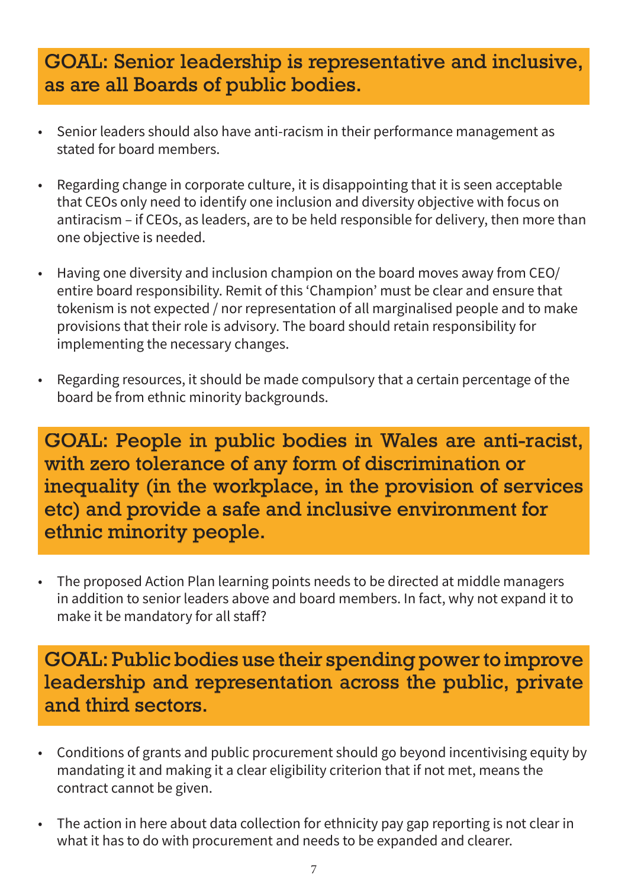## GOAL: Senior leadership is representative and inclusive, as are all Boards of public bodies.

- Senior leaders should also have anti-racism in their performance management as stated for board members.
- Regarding change in corporate culture, it is disappointing that it is seen acceptable that CEOs only need to identify one inclusion and diversity objective with focus on antiracism – if CEOs, as leaders, are to be held responsible for delivery, then more than one objective is needed.
- Having one diversity and inclusion champion on the board moves away from CEO/ entire board responsibility. Remit of this 'Champion' must be clear and ensure that tokenism is not expected / nor representation of all marginalised people and to make provisions that their role is advisory. The board should retain responsibility for implementing the necessary changes.
- Regarding resources, it should be made compulsory that a certain percentage of the board be from ethnic minority backgrounds.

## GOAL: People in public bodies in Wales are anti-racist, with zero tolerance of any form of discrimination or inequality (in the workplace, in the provision of services etc) and provide a safe and inclusive environment for ethnic minority people.

- The proposed Action Plan learning points needs to be directed at middle managers in addition to senior leaders above and board members. In fact, why not expand it to make it be mandatory for all staff?

## GOAL: Public bodies use their spending power to improve leadership and representation across the public, private and third sectors.

- Conditions of grants and public procurement should go beyond incentivising equity by mandating it and making it a clear eligibility criterion that if not met, means the contract cannot be given.
- The action in here about data collection for ethnicity pay gap reporting is not clear in what it has to do with procurement and needs to be expanded and clearer.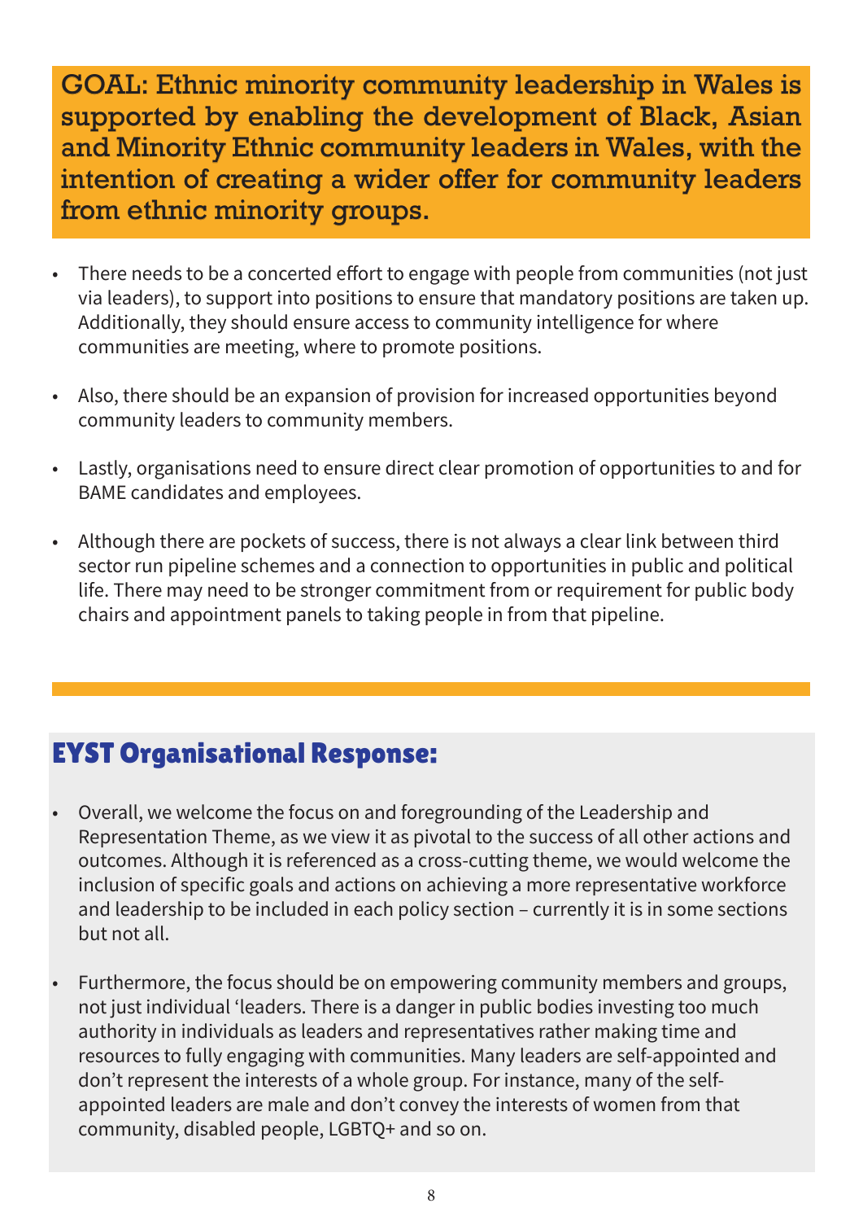**GOAL: Ethnic minority community leadership in Wales is supported by enabling the development of Black, Asian and Minority Ethnic community leaders in Wales, with the intention of creating a wider offer for community leaders from ethnic minority groups.**

- There needs to be a concerted effort to engage with people from communities (not just via leaders), to support into positions to ensure that mandatory positions are taken up. Additionally, they should ensure access to community intelligence for where communities are meeting, where to promote positions.
- Also, there should be an expansion of provision for increased opportunities beyond community leaders to community members.
- Lastly, organisations need to ensure direct clear promotion of opportunities to and for BAME candidates and employees.
- Although there are pockets of success, there is not always a clear link between third sector run pipeline schemes and a connection to opportunities in public and political life. There may need to be stronger commitment from or requirement for public body chairs and appointment panels to taking people in from that pipeline.

## EYST Organisational Response:

- Overall, we welcome the focus on and foregrounding of the Leadership and Representation Theme, as we view it as pivotal to the success of all other actions and outcomes. Although it is referenced as a cross-cutting theme, we would welcome the inclusion of specific goals and actions on achieving a more representative workforce and leadership to be included in each policy section – currently it is in some sections but not all.
- Furthermore, the focus should be on empowering community members and groups, not just individual 'leaders. There is a danger in public bodies investing too much authority in individuals as leaders and representatives rather making time and resources to fully engaging with communities. Many leaders are self-appointed and don't represent the interests of a whole group. For instance, many of the self-appointed leaders are male and don't convey the interests of women from that community, disabled people, LGBTQ+ and so on.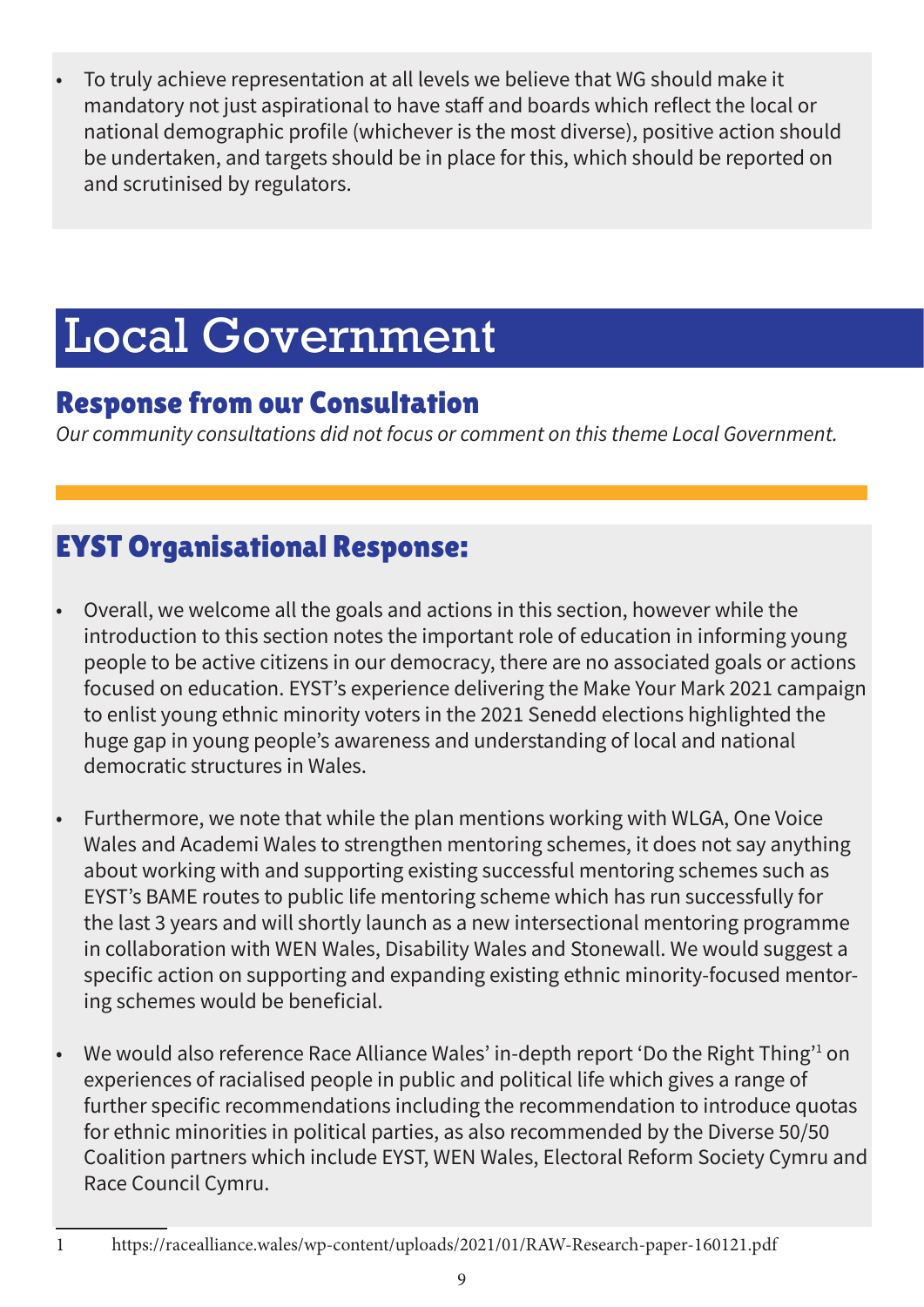- To truly achieve representation at all levels we believe that WG should make it mandatory not just aspirational to have staff and boards which reflect the local or national demographic profile (whichever is the most diverse), positive action should be undertaken, and targets should be in place for this, which should be reported on and scrutinised by regulators.

# Local Government

## Response from our Consultation

*Our community consultations did not focus or comment on this theme Local Government.*

## EYST Organisational Response:

- Overall, we welcome all the goals and actions in this section, however while the introduction to this section notes the important role of education in informing young people to be active citizens in our democracy, there are no associated goals or actions focused on education. EYST's experience delivering the Make Your Mark 2021 campaign to enlist young ethnic minority voters in the 2021 Senedd elections highlighted the huge gap in young people's awareness and understanding of local and national democratic structures in Wales.

- Furthermore, we note that while the plan mentions working with WLGA, One Voice Wales and Academi Wales to strengthen mentoring schemes, it does not say anything about working with and supporting existing successful mentoring schemes such as EYST's BAME routes to public life mentoring scheme which has run successfully for the last 3 years and will shortly launch as a new intersectional mentoring programme in collaboration with WEN Wales, Disability Wales and Stonewall. We would suggest a specific action on supporting and expanding existing ethnic minority-focused mentoring schemes would be beneficial.

- We would also reference Race Alliance Wales' in-depth report 'Do the Right Thing'[1] on experiences of racialised people in public and political life which gives a range of further specific recommendations including the recommendation to introduce quotas for ethnic minorities in political parties, as also recommended by the Diverse 50/50 Coalition partners which include EYST, WEN Wales, Electoral Reform Society Cymru and Race Council Cymru.

---

1 https://racealliance.wales/wp-content/uploads/2021/01/RAW-Research-paper-160121.pdf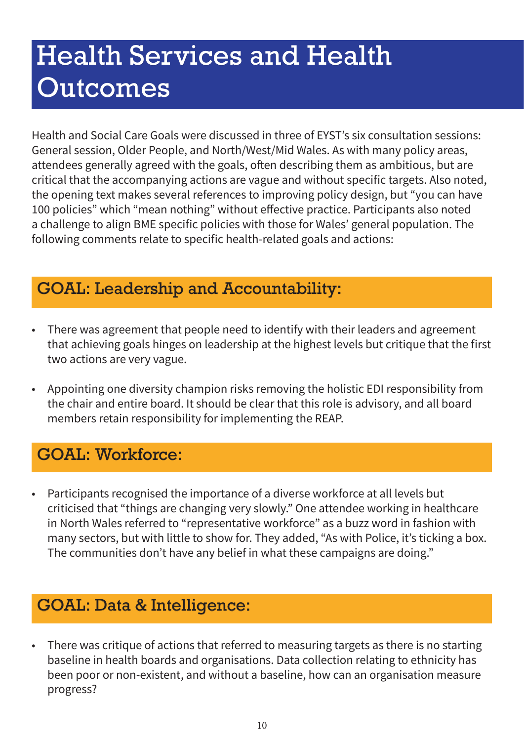# Health Services and Health Outcomes

Health and Social Care Goals were discussed in three of EYST's six consultation sessions: General session, Older People, and North/West/Mid Wales. As with many policy areas, attendees generally agreed with the goals, often describing them as ambitious, but are critical that the accompanying actions are vague and without specific targets. Also noted, the opening text makes several references to improving policy design, but "you can have 100 policies" which "mean nothing" without effective practice. Participants also noted a challenge to align BME specific policies with those for Wales' general population. The following comments relate to specific health-related goals and actions:

## GOAL: Leadership and Accountability:

- There was agreement that people need to identify with their leaders and agreement that achieving goals hinges on leadership at the highest levels but critique that the first two actions are very vague.
- Appointing one diversity champion risks removing the holistic EDI responsibility from the chair and entire board. It should be clear that this role is advisory, and all board members retain responsibility for implementing the REAP.

## GOAL: Workforce:

- Participants recognised the importance of a diverse workforce at all levels but criticised that "things are changing very slowly." One attendee working in healthcare in North Wales referred to "representative workforce" as a buzz word in fashion with many sectors, but with little to show for. They added, "As with Police, it's ticking a box. The communities don't have any belief in what these campaigns are doing."

## GOAL: Data & Intelligence:

- There was critique of actions that referred to measuring targets as there is no starting baseline in health boards and organisations. Data collection relating to ethnicity has been poor or non-existent, and without a baseline, how can an organisation measure progress?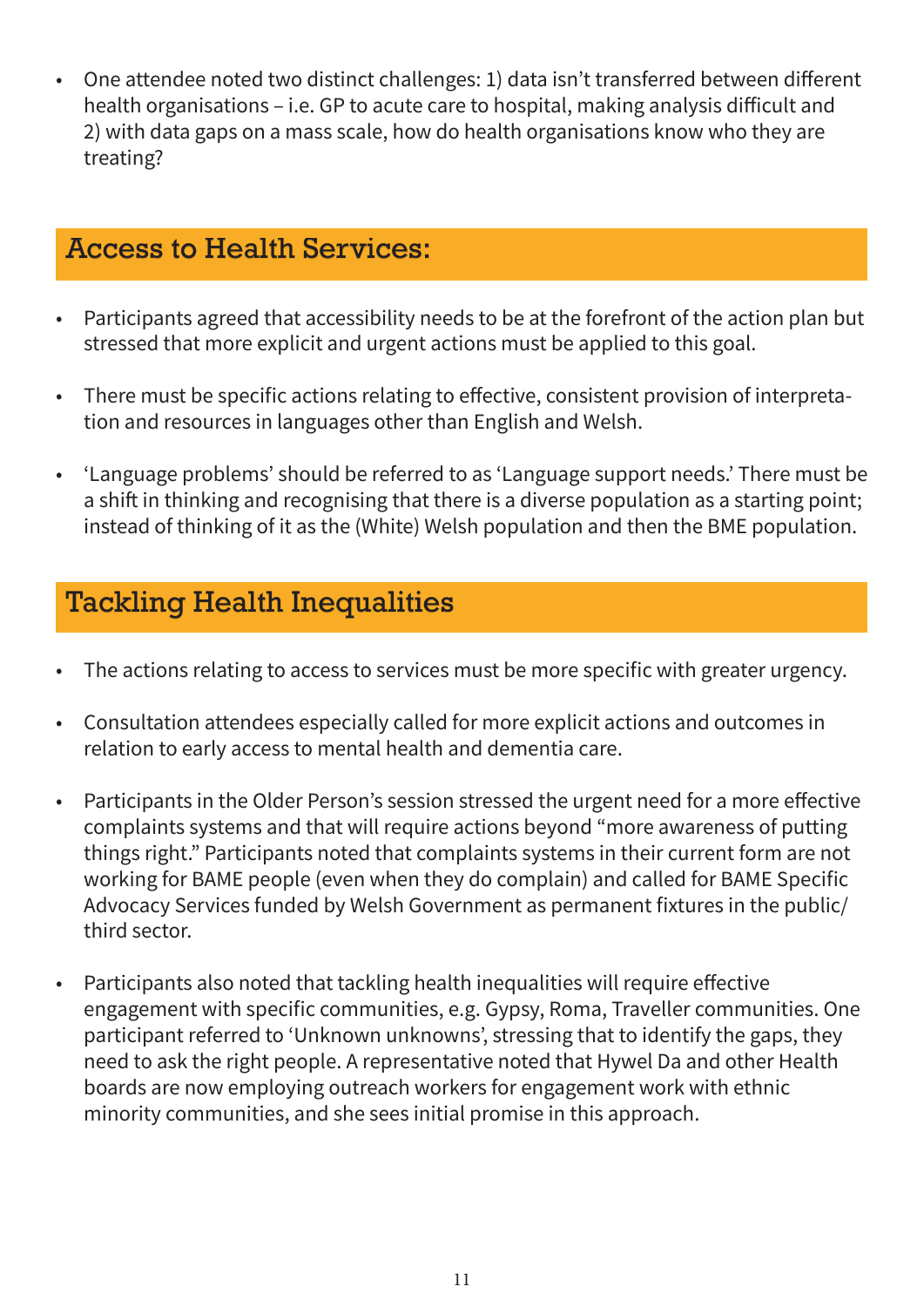- One attendee noted two distinct challenges: 1) data isn't transferred between different health organisations – i.e. GP to acute care to hospital, making analysis difficult and 2) with data gaps on a mass scale, how do health organisations know who they are treating?

## Access to Health Services:

- Participants agreed that accessibility needs to be at the forefront of the action plan but stressed that more explicit and urgent actions must be applied to this goal.
- There must be specific actions relating to effective, consistent provision of interpretation and resources in languages other than English and Welsh.
- 'Language problems' should be referred to as 'Language support needs.' There must be a shift in thinking and recognising that there is a diverse population as a starting point; instead of thinking of it as the (White) Welsh population and then the BME population.

## Tackling Health Inequalities

- The actions relating to access to services must be more specific with greater urgency.
- Consultation attendees especially called for more explicit actions and outcomes in relation to early access to mental health and dementia care.
- Participants in the Older Person's session stressed the urgent need for a more effective complaints systems and that will require actions beyond "more awareness of putting things right." Participants noted that complaints systems in their current form are not working for BAME people (even when they do complain) and called for BAME Specific Advocacy Services funded by Welsh Government as permanent fixtures in the public/third sector.
- Participants also noted that tackling health inequalities will require effective engagement with specific communities, e.g. Gypsy, Roma, Traveller communities. One participant referred to 'Unknown unknowns', stressing that to identify the gaps, they need to ask the right people. A representative noted that Hywel Da and other Health boards are now employing outreach workers for engagement work with ethnic minority communities, and she sees initial promise in this approach.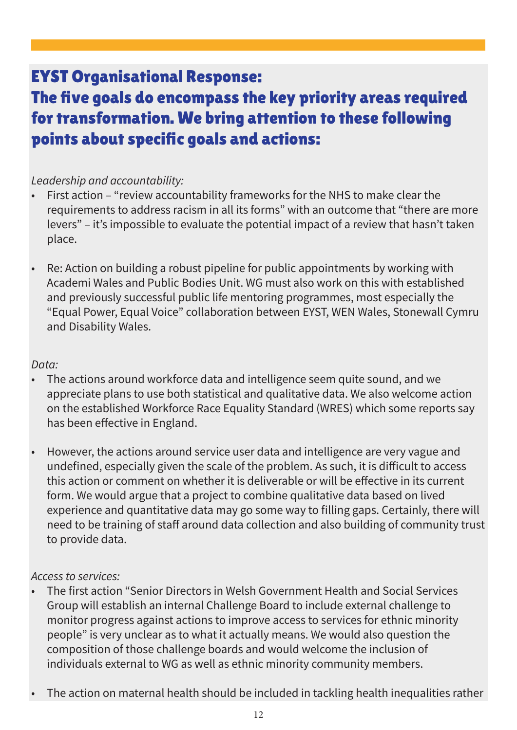## EYST Organisational Response:
## The five goals do encompass the key priority areas required for transformation. We bring attention to these following points about specific goals and actions:

*Leadership and accountability:*

- First action – "review accountability frameworks for the NHS to make clear the requirements to address racism in all its forms" with an outcome that "there are more levers" – it's impossible to evaluate the potential impact of a review that hasn't taken place.

- Re: Action on building a robust pipeline for public appointments by working with Academi Wales and Public Bodies Unit. WG must also work on this with established and previously successful public life mentoring programmes, most especially the "Equal Power, Equal Voice" collaboration between EYST, WEN Wales, Stonewall Cymru and Disability Wales.

*Data:*

- The actions around workforce data and intelligence seem quite sound, and we appreciate plans to use both statistical and qualitative data. We also welcome action on the established Workforce Race Equality Standard (WRES) which some reports say has been effective in England.

- However, the actions around service user data and intelligence are very vague and undefined, especially given the scale of the problem. As such, it is difficult to access this action or comment on whether it is deliverable or will be effective in its current form. We would argue that a project to combine qualitative data based on lived experience and quantitative data may go some way to filling gaps. Certainly, there will need to be training of staff around data collection and also building of community trust to provide data.

*Access to services:*

- The first action "Senior Directors in Welsh Government Health and Social Services Group will establish an internal Challenge Board to include external challenge to monitor progress against actions to improve access to services for ethnic minority people" is very unclear as to what it actually means. We would also question the composition of those challenge boards and would welcome the inclusion of individuals external to WG as well as ethnic minority community members.

- The action on maternal health should be included in tackling health inequalities rather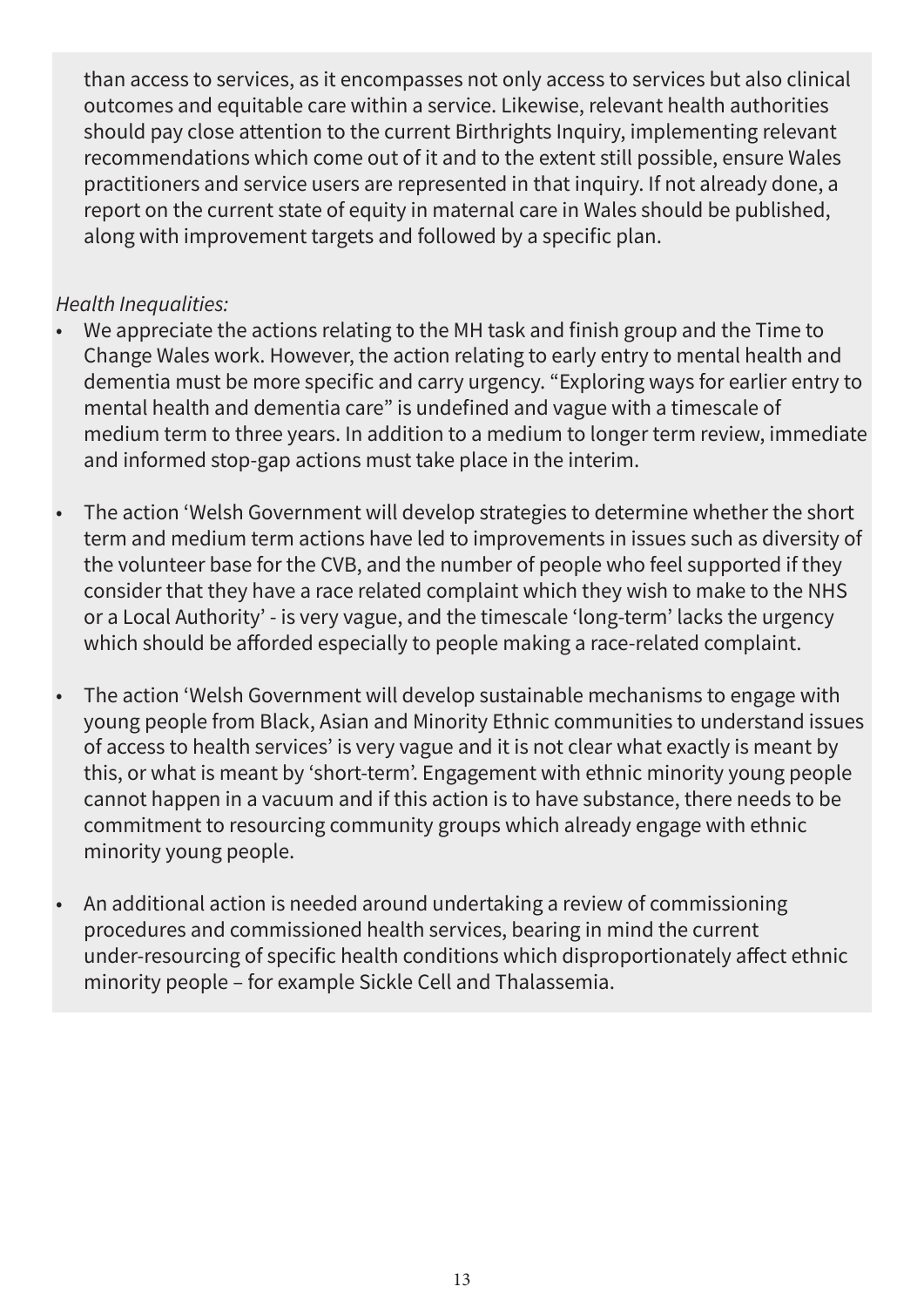than access to services, as it encompasses not only access to services but also clinical outcomes and equitable care within a service. Likewise, relevant health authorities should pay close attention to the current Birthrights Inquiry, implementing relevant recommendations which come out of it and to the extent still possible, ensure Wales practitioners and service users are represented in that inquiry. If not already done, a report on the current state of equity in maternal care in Wales should be published, along with improvement targets and followed by a specific plan.

*Health Inequalities:*

- We appreciate the actions relating to the MH task and finish group and the Time to Change Wales work. However, the action relating to early entry to mental health and dementia must be more specific and carry urgency. "Exploring ways for earlier entry to mental health and dementia care" is undefined and vague with a timescale of medium term to three years. In addition to a medium to longer term review, immediate and informed stop-gap actions must take place in the interim.

- The action 'Welsh Government will develop strategies to determine whether the short term and medium term actions have led to improvements in issues such as diversity of the volunteer base for the CVB, and the number of people who feel supported if they consider that they have a race related complaint which they wish to make to the NHS or a Local Authority' - is very vague, and the timescale 'long-term' lacks the urgency which should be afforded especially to people making a race-related complaint.

- The action 'Welsh Government will develop sustainable mechanisms to engage with young people from Black, Asian and Minority Ethnic communities to understand issues of access to health services' is very vague and it is not clear what exactly is meant by this, or what is meant by 'short-term'. Engagement with ethnic minority young people cannot happen in a vacuum and if this action is to have substance, there needs to be commitment to resourcing community groups which already engage with ethnic minority young people.

- An additional action is needed around undertaking a review of commissioning procedures and commissioned health services, bearing in mind the current under-resourcing of specific health conditions which disproportionately affect ethnic minority people – for example Sickle Cell and Thalassemia.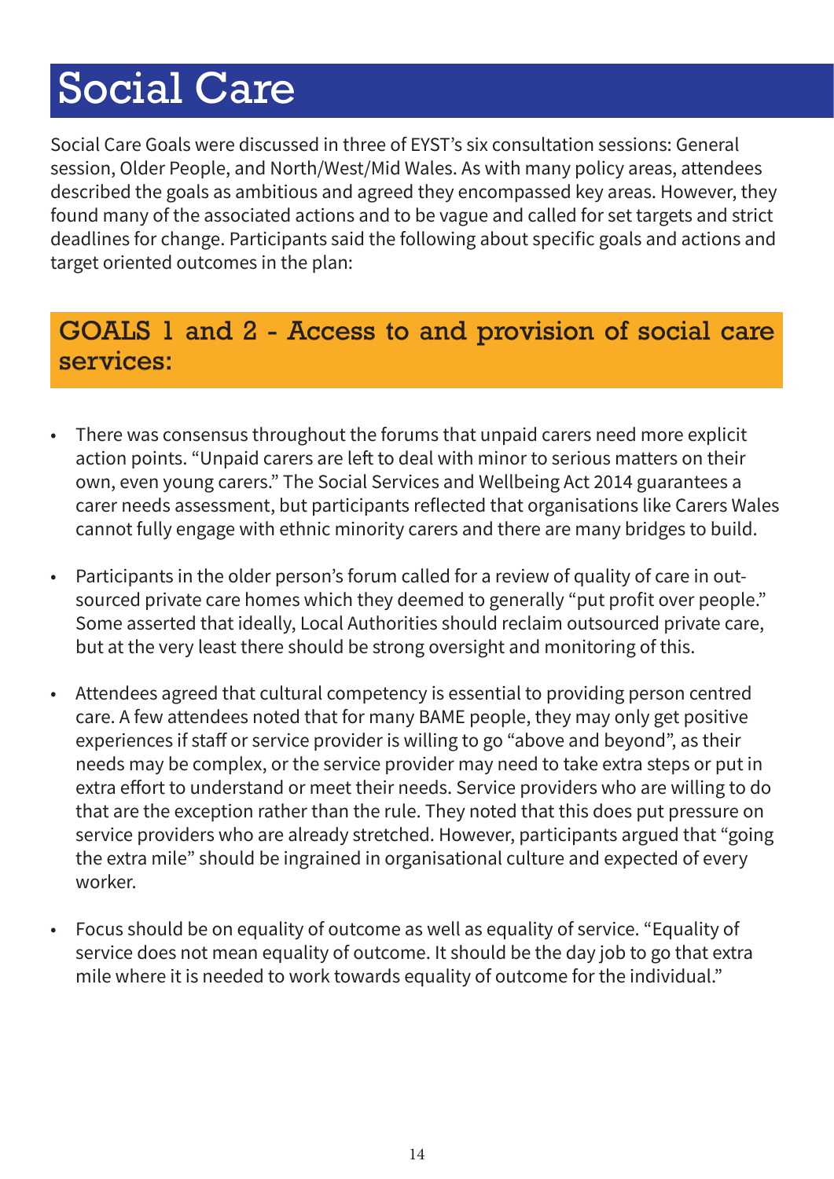# Social Care

Social Care Goals were discussed in three of EYST's six consultation sessions: General session, Older People, and North/West/Mid Wales. As with many policy areas, attendees described the goals as ambitious and agreed they encompassed key areas. However, they found many of the associated actions and to be vague and called for set targets and strict deadlines for change. Participants said the following about specific goals and actions and target oriented outcomes in the plan:

## GOALS 1 and 2 - Access to and provision of social care services:

- There was consensus throughout the forums that unpaid carers need more explicit action points. "Unpaid carers are left to deal with minor to serious matters on their own, even young carers." The Social Services and Wellbeing Act 2014 guarantees a carer needs assessment, but participants reflected that organisations like Carers Wales cannot fully engage with ethnic minority carers and there are many bridges to build.

- Participants in the older person's forum called for a review of quality of care in out-sourced private care homes which they deemed to generally "put profit over people." Some asserted that ideally, Local Authorities should reclaim outsourced private care, but at the very least there should be strong oversight and monitoring of this.

- Attendees agreed that cultural competency is essential to providing person centred care. A few attendees noted that for many BAME people, they may only get positive experiences if staff or service provider is willing to go "above and beyond", as their needs may be complex, or the service provider may need to take extra steps or put in extra effort to understand or meet their needs. Service providers who are willing to do that are the exception rather than the rule. They noted that this does put pressure on service providers who are already stretched. However, participants argued that "going the extra mile" should be ingrained in organisational culture and expected of every worker.

- Focus should be on equality of outcome as well as equality of service. "Equality of service does not mean equality of outcome. It should be the day job to go that extra mile where it is needed to work towards equality of outcome for the individual."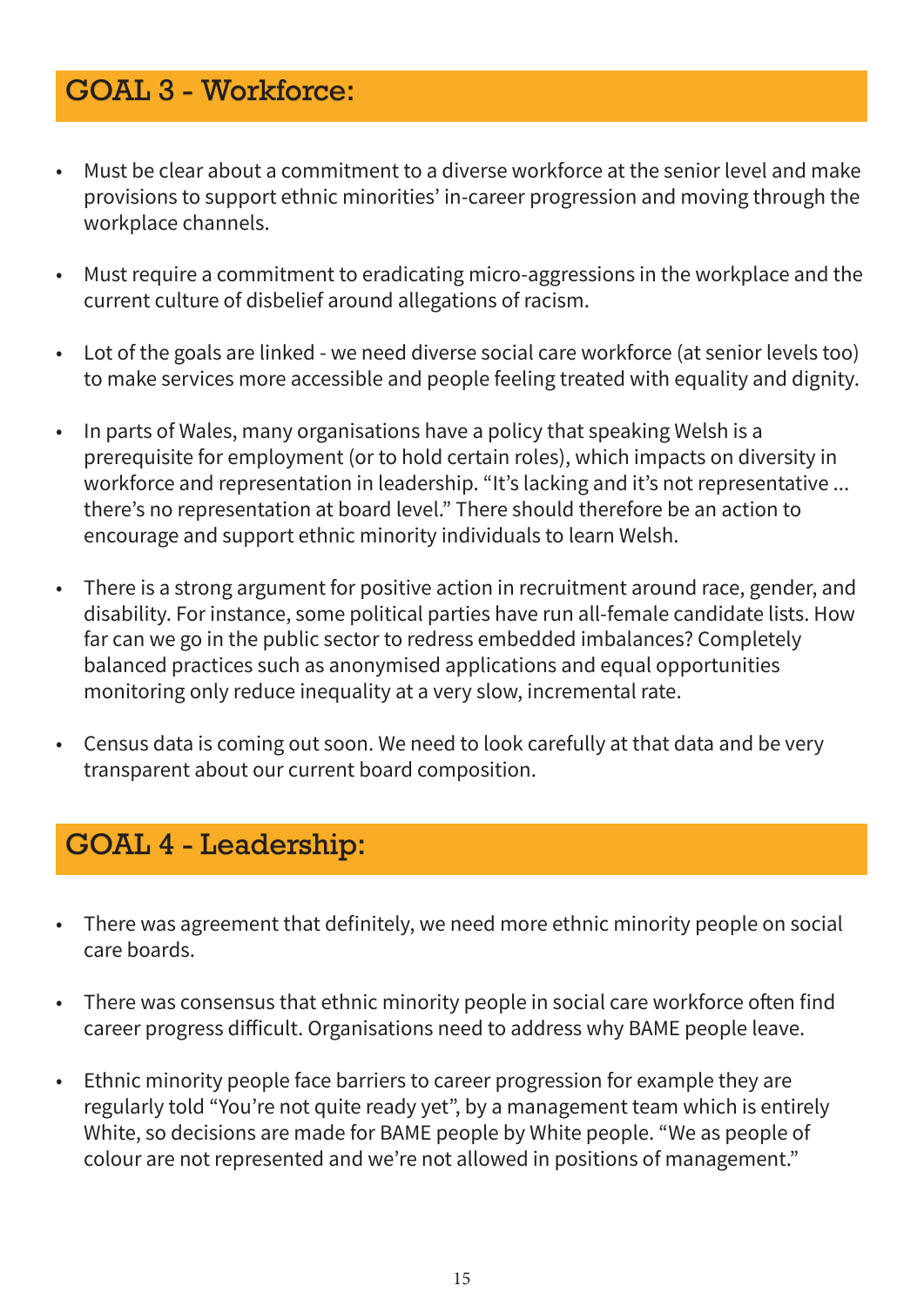## GOAL 3 - Workforce:

- Must be clear about a commitment to a diverse workforce at the senior level and make provisions to support ethnic minorities' in-career progression and moving through the workplace channels.
- Must require a commitment to eradicating micro-aggressions in the workplace and the current culture of disbelief around allegations of racism.
- Lot of the goals are linked - we need diverse social care workforce (at senior levels too) to make services more accessible and people feeling treated with equality and dignity.
- In parts of Wales, many organisations have a policy that speaking Welsh is a prerequisite for employment (or to hold certain roles), which impacts on diversity in workforce and representation in leadership. "It's lacking and it's not representative ... there's no representation at board level." There should therefore be an action to encourage and support ethnic minority individuals to learn Welsh.
- There is a strong argument for positive action in recruitment around race, gender, and disability. For instance, some political parties have run all-female candidate lists. How far can we go in the public sector to redress embedded imbalances? Completely balanced practices such as anonymised applications and equal opportunities monitoring only reduce inequality at a very slow, incremental rate.
- Census data is coming out soon. We need to look carefully at that data and be very transparent about our current board composition.

## GOAL 4 - Leadership:

- There was agreement that definitely, we need more ethnic minority people on social care boards.
- There was consensus that ethnic minority people in social care workforce often find career progress difficult. Organisations need to address why BAME people leave.
- Ethnic minority people face barriers to career progression for example they are regularly told "You're not quite ready yet", by a management team which is entirely White, so decisions are made for BAME people by White people. "We as people of colour are not represented and we're not allowed in positions of management."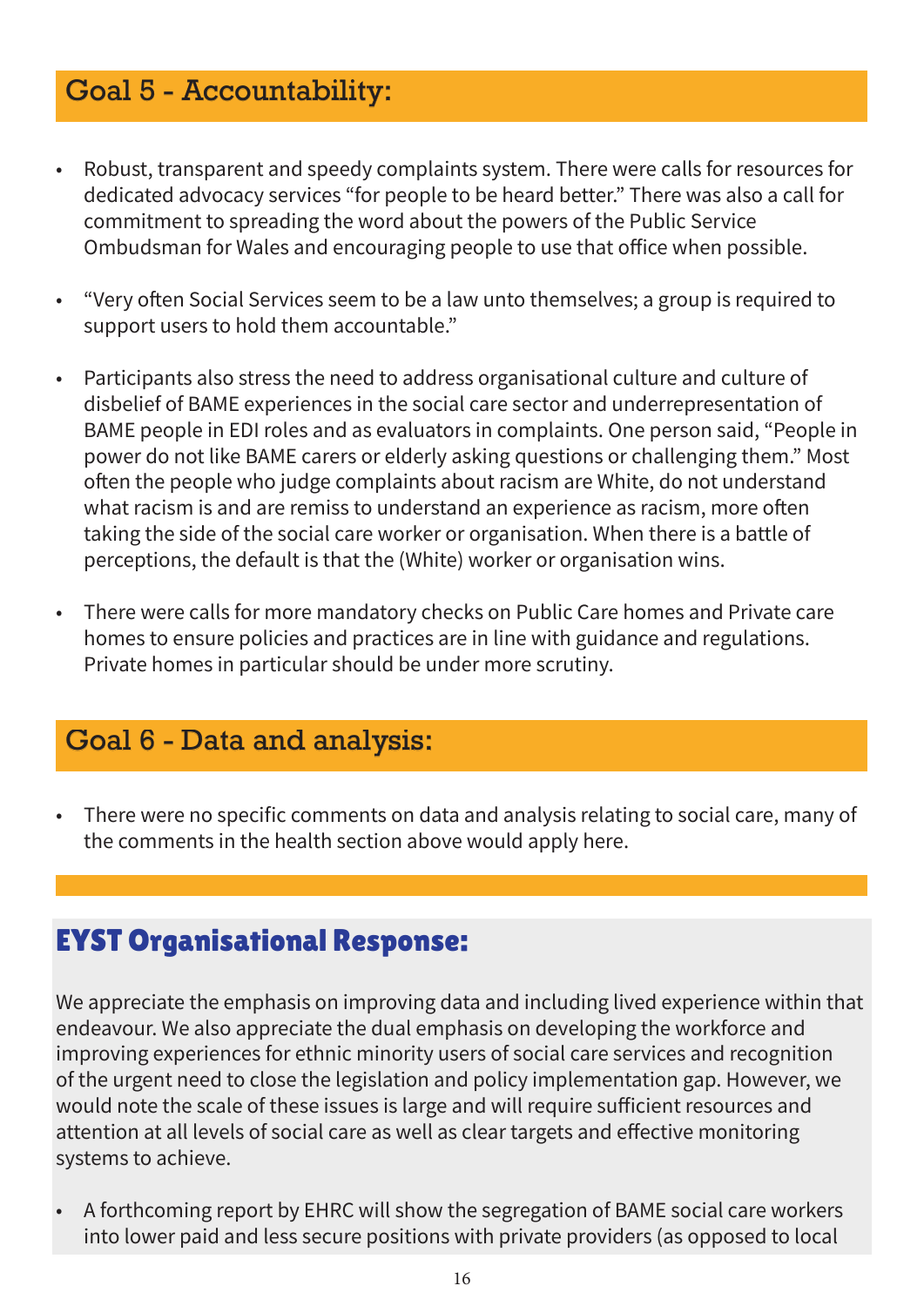## Goal 5 - Accountability:

- Robust, transparent and speedy complaints system. There were calls for resources for dedicated advocacy services "for people to be heard better." There was also a call for commitment to spreading the word about the powers of the Public Service Ombudsman for Wales and encouraging people to use that office when possible.

- "Very often Social Services seem to be a law unto themselves; a group is required to support users to hold them accountable."

- Participants also stress the need to address organisational culture and culture of disbelief of BAME experiences in the social care sector and underrepresentation of BAME people in EDI roles and as evaluators in complaints. One person said, "People in power do not like BAME carers or elderly asking questions or challenging them." Most often the people who judge complaints about racism are White, do not understand what racism is and are remiss to understand an experience as racism, more often taking the side of the social care worker or organisation. When there is a battle of perceptions, the default is that the (White) worker or organisation wins.

- There were calls for more mandatory checks on Public Care homes and Private care homes to ensure policies and practices are in line with guidance and regulations. Private homes in particular should be under more scrutiny.

## Goal 6 - Data and analysis:

- There were no specific comments on data and analysis relating to social care, many of the comments in the health section above would apply here.

## EYST Organisational Response:

We appreciate the emphasis on improving data and including lived experience within that endeavour. We also appreciate the dual emphasis on developing the workforce and improving experiences for ethnic minority users of social care services and recognition of the urgent need to close the legislation and policy implementation gap. However, we would note the scale of these issues is large and will require sufficient resources and attention at all levels of social care as well as clear targets and effective monitoring systems to achieve.

- A forthcoming report by EHRC will show the segregation of BAME social care workers into lower paid and less secure positions with private providers (as opposed to local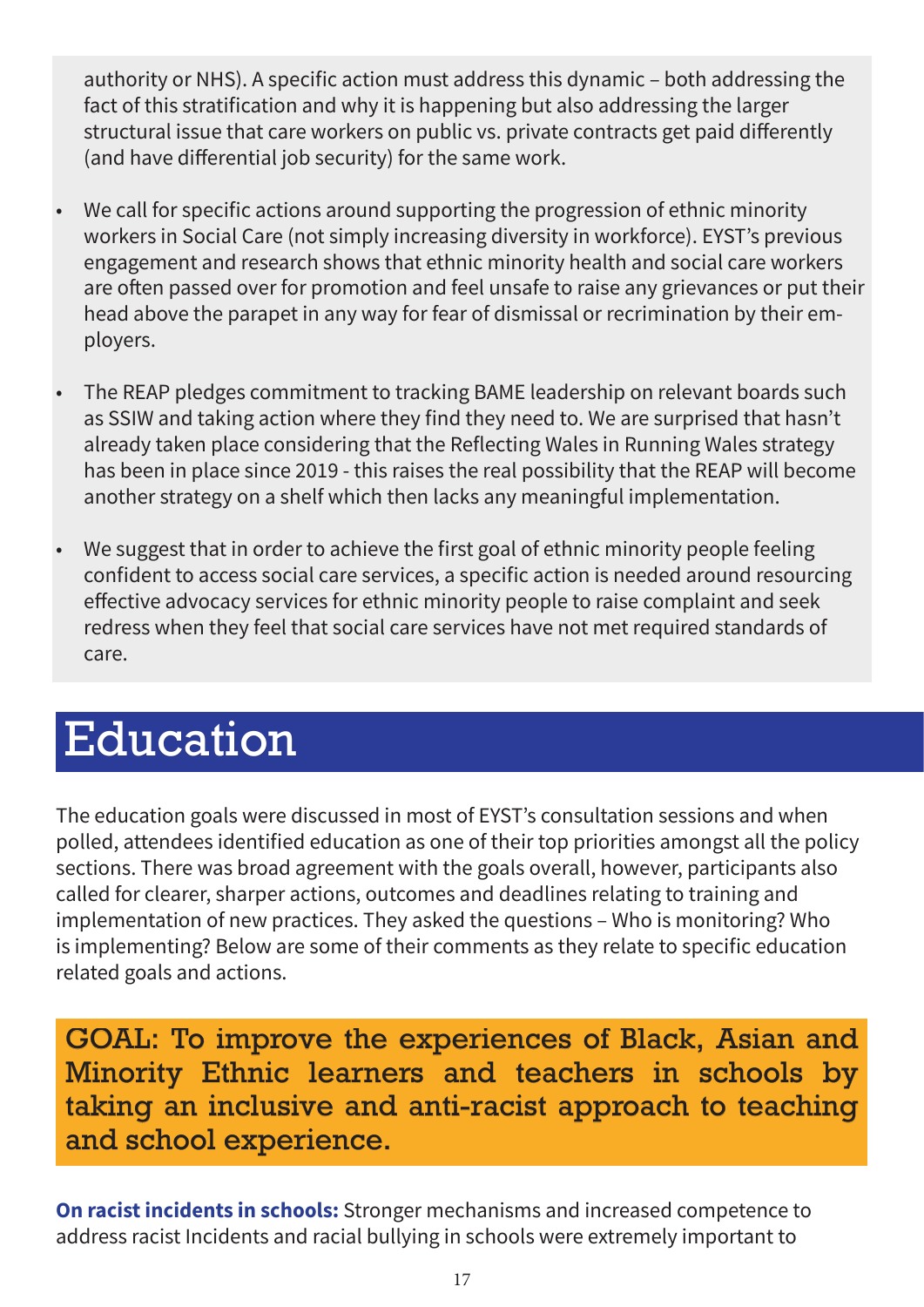authority or NHS). A specific action must address this dynamic – both addressing the fact of this stratification and why it is happening but also addressing the larger structural issue that care workers on public vs. private contracts get paid differently (and have differential job security) for the same work.

- We call for specific actions around supporting the progression of ethnic minority workers in Social Care (not simply increasing diversity in workforce). EYST's previous engagement and research shows that ethnic minority health and social care workers are often passed over for promotion and feel unsafe to raise any grievances or put their head above the parapet in any way for fear of dismissal or recrimination by their employers.

- The REAP pledges commitment to tracking BAME leadership on relevant boards such as SSIW and taking action where they find they need to. We are surprised that hasn't already taken place considering that the Reflecting Wales in Running Wales strategy has been in place since 2019 - this raises the real possibility that the REAP will become another strategy on a shelf which then lacks any meaningful implementation.

- We suggest that in order to achieve the first goal of ethnic minority people feeling confident to access social care services, a specific action is needed around resourcing effective advocacy services for ethnic minority people to raise complaint and seek redress when they feel that social care services have not met required standards of care.

# Education

The education goals were discussed in most of EYST's consultation sessions and when polled, attendees identified education as one of their top priorities amongst all the policy sections. There was broad agreement with the goals overall, however, participants also called for clearer, sharper actions, outcomes and deadlines relating to training and implementation of new practices. They asked the questions – Who is monitoring? Who is implementing? Below are some of their comments as they relate to specific education related goals and actions.

## GOAL: To improve the experiences of Black, Asian and Minority Ethnic learners and teachers in schools by taking an inclusive and anti-racist approach to teaching and school experience.

**On racist incidents in schools:** Stronger mechanisms and increased competence to address racist Incidents and racial bullying in schools were extremely important to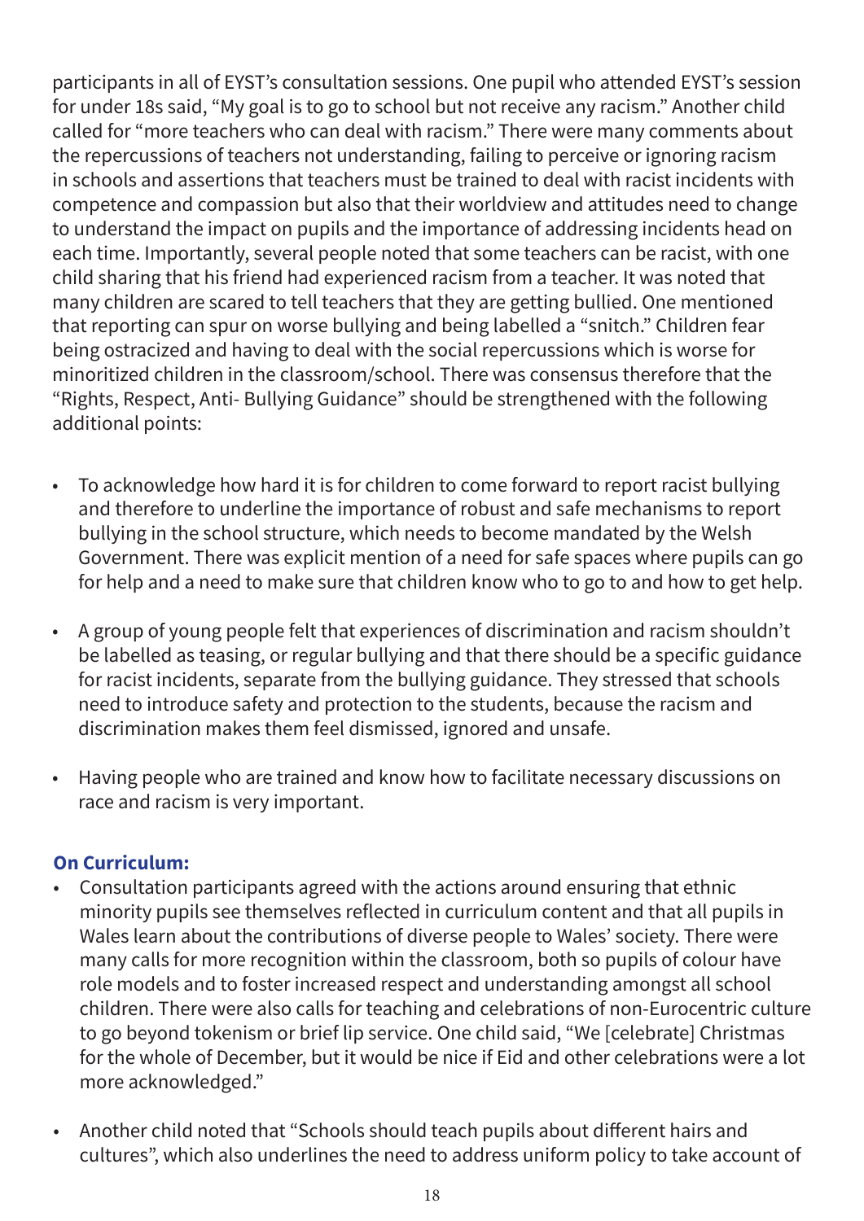participants in all of EYST's consultation sessions. One pupil who attended EYST's session for under 18s said, "My goal is to go to school but not receive any racism." Another child called for "more teachers who can deal with racism." There were many comments about the repercussions of teachers not understanding, failing to perceive or ignoring racism in schools and assertions that teachers must be trained to deal with racist incidents with competence and compassion but also that their worldview and attitudes need to change to understand the impact on pupils and the importance of addressing incidents head on each time. Importantly, several people noted that some teachers can be racist, with one child sharing that his friend had experienced racism from a teacher. It was noted that many children are scared to tell teachers that they are getting bullied. One mentioned that reporting can spur on worse bullying and being labelled a "snitch." Children fear being ostracized and having to deal with the social repercussions which is worse for minoritized children in the classroom/school. There was consensus therefore that the "Rights, Respect, Anti- Bullying Guidance" should be strengthened with the following additional points:

- To acknowledge how hard it is for children to come forward to report racist bullying and therefore to underline the importance of robust and safe mechanisms to report bullying in the school structure, which needs to become mandated by the Welsh Government. There was explicit mention of a need for safe spaces where pupils can go for help and a need to make sure that children know who to go to and how to get help.
- A group of young people felt that experiences of discrimination and racism shouldn't be labelled as teasing, or regular bullying and that there should be a specific guidance for racist incidents, separate from the bullying guidance. They stressed that schools need to introduce safety and protection to the students, because the racism and discrimination makes them feel dismissed, ignored and unsafe.
- Having people who are trained and know how to facilitate necessary discussions on race and racism is very important.

**On Curriculum:**

- Consultation participants agreed with the actions around ensuring that ethnic minority pupils see themselves reflected in curriculum content and that all pupils in Wales learn about the contributions of diverse people to Wales' society. There were many calls for more recognition within the classroom, both so pupils of colour have role models and to foster increased respect and understanding amongst all school children. There were also calls for teaching and celebrations of non-Eurocentric culture to go beyond tokenism or brief lip service. One child said, "We [celebrate] Christmas for the whole of December, but it would be nice if Eid and other celebrations were a lot more acknowledged."
- Another child noted that "Schools should teach pupils about different hairs and cultures", which also underlines the need to address uniform policy to take account of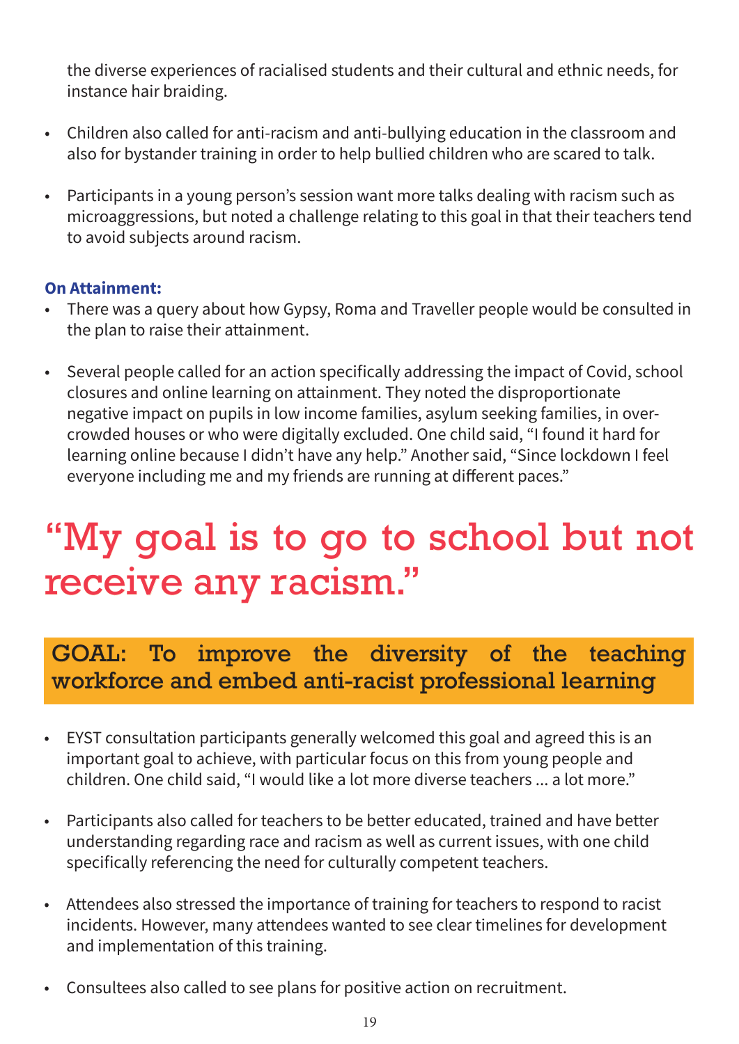the diverse experiences of racialised students and their cultural and ethnic needs, for instance hair braiding.

- Children also called for anti-racism and anti-bullying education in the classroom and also for bystander training in order to help bullied children who are scared to talk.
- Participants in a young person's session want more talks dealing with racism such as microaggressions, but noted a challenge relating to this goal in that their teachers tend to avoid subjects around racism.

**On Attainment:**

- There was a query about how Gypsy, Roma and Traveller people would be consulted in the plan to raise their attainment.
- Several people called for an action specifically addressing the impact of Covid, school closures and online learning on attainment. They noted the disproportionate negative impact on pupils in low income families, asylum seeking families, in over-crowded houses or who were digitally excluded. One child said, "I found it hard for learning online because I didn't have any help." Another said, "Since lockdown I feel everyone including me and my friends are running at different paces."

# "My goal is to go to school but not receive any racism."

## GOAL: To improve the diversity of the teaching workforce and embed anti-racist professional learning

- EYST consultation participants generally welcomed this goal and agreed this is an important goal to achieve, with particular focus on this from young people and children. One child said, "I would like a lot more diverse teachers ... a lot more."
- Participants also called for teachers to be better educated, trained and have better understanding regarding race and racism as well as current issues, with one child specifically referencing the need for culturally competent teachers.
- Attendees also stressed the importance of training for teachers to respond to racist incidents. However, many attendees wanted to see clear timelines for development and implementation of this training.
- Consultees also called to see plans for positive action on recruitment.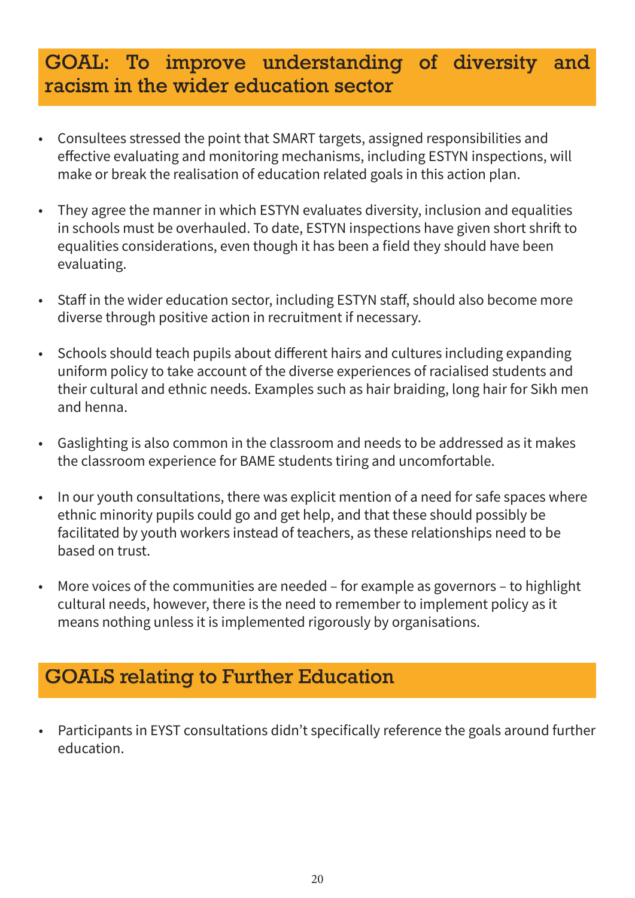## GOAL: To improve understanding of diversity and racism in the wider education sector

- Consultees stressed the point that SMART targets, assigned responsibilities and effective evaluating and monitoring mechanisms, including ESTYN inspections, will make or break the realisation of education related goals in this action plan.
- They agree the manner in which ESTYN evaluates diversity, inclusion and equalities in schools must be overhauled. To date, ESTYN inspections have given short shrift to equalities considerations, even though it has been a field they should have been evaluating.
- Staff in the wider education sector, including ESTYN staff, should also become more diverse through positive action in recruitment if necessary.
- Schools should teach pupils about different hairs and cultures including expanding uniform policy to take account of the diverse experiences of racialised students and their cultural and ethnic needs. Examples such as hair braiding, long hair for Sikh men and henna.
- Gaslighting is also common in the classroom and needs to be addressed as it makes the classroom experience for BAME students tiring and uncomfortable.
- In our youth consultations, there was explicit mention of a need for safe spaces where ethnic minority pupils could go and get help, and that these should possibly be facilitated by youth workers instead of teachers, as these relationships need to be based on trust.
- More voices of the communities are needed – for example as governors – to highlight cultural needs, however, there is the need to remember to implement policy as it means nothing unless it is implemented rigorously by organisations.

## GOALS relating to Further Education

- Participants in EYST consultations didn't specifically reference the goals around further education.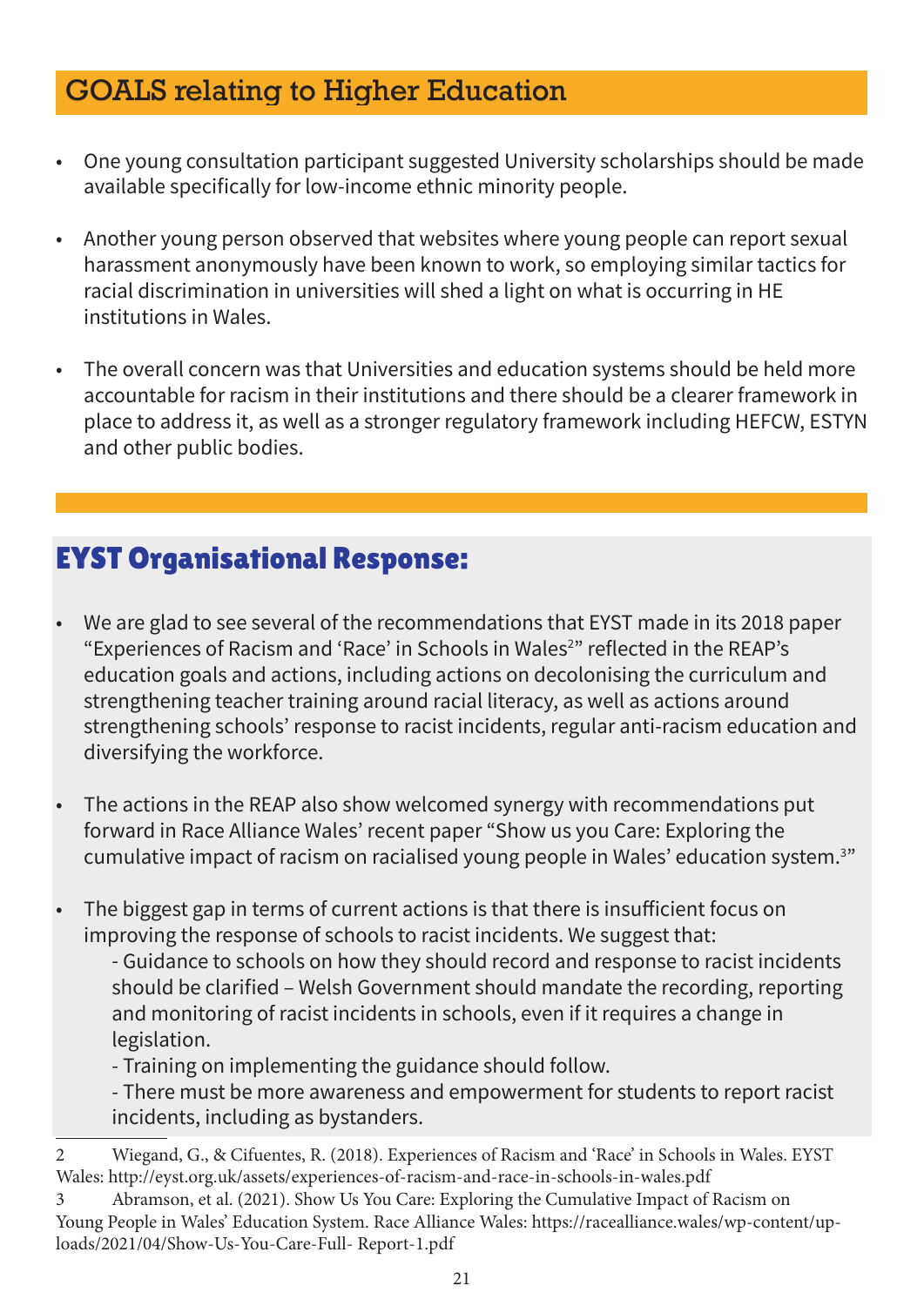## GOALS relating to Higher Education

- One young consultation participant suggested University scholarships should be made available specifically for low-income ethnic minority people.
- Another young person observed that websites where young people can report sexual harassment anonymously have been known to work, so employing similar tactics for racial discrimination in universities will shed a light on what is occurring in HE institutions in Wales.
- The overall concern was that Universities and education systems should be held more accountable for racism in their institutions and there should be a clearer framework in place to address it, as well as a stronger regulatory framework including HEFCW, ESTYN and other public bodies.

## EYST Organisational Response:

- We are glad to see several of the recommendations that EYST made in its 2018 paper "Experiences of Racism and 'Race' in Schools in Wales[2]" reflected in the REAP's education goals and actions, including actions on decolonising the curriculum and strengthening teacher training around racial literacy, as well as actions around strengthening schools' response to racist incidents, regular anti-racism education and diversifying the workforce.
- The actions in the REAP also show welcomed synergy with recommendations put forward in Race Alliance Wales' recent paper "Show us you Care: Exploring the cumulative impact of racism on racialised young people in Wales' education system.[3]"
- The biggest gap in terms of current actions is that there is insufficient focus on improving the response of schools to racist incidents. We suggest that:
  - Guidance to schools on how they should record and response to racist incidents should be clarified – Welsh Government should mandate the recording, reporting and monitoring of racist incidents in schools, even if it requires a change in legislation.
  - Training on implementing the guidance should follow.
  - There must be more awareness and empowerment for students to report racist incidents, including as bystanders.

---

2 Wiegand, G., & Cifuentes, R. (2018). Experiences of Racism and 'Race' in Schools in Wales. EYST Wales: http://eyst.org.uk/assets/experiences-of-racism-and-race-in-schools-in-wales.pdf

3 Abramson, et al. (2021). Show Us You Care: Exploring the Cumulative Impact of Racism on Young People in Wales' Education System. Race Alliance Wales: https://racealliance.wales/wp-content/uploads/2021/04/Show-Us-You-Care-Full- Report-1.pdf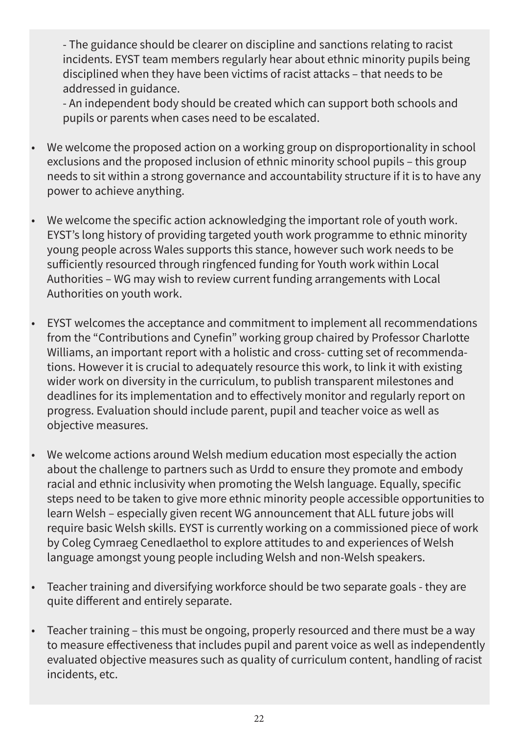- The guidance should be clearer on discipline and sanctions relating to racist incidents. EYST team members regularly hear about ethnic minority pupils being disciplined when they have been victims of racist attacks – that needs to be addressed in guidance.

- An independent body should be created which can support both schools and pupils or parents when cases need to be escalated.

- We welcome the proposed action on a working group on disproportionality in school exclusions and the proposed inclusion of ethnic minority school pupils – this group needs to sit within a strong governance and accountability structure if it is to have any power to achieve anything.

- We welcome the specific action acknowledging the important role of youth work. EYST's long history of providing targeted youth work programme to ethnic minority young people across Wales supports this stance, however such work needs to be sufficiently resourced through ringfenced funding for Youth work within Local Authorities – WG may wish to review current funding arrangements with Local Authorities on youth work.

- EYST welcomes the acceptance and commitment to implement all recommendations from the "Contributions and Cynefin" working group chaired by Professor Charlotte Williams, an important report with a holistic and cross- cutting set of recommendations. However it is crucial to adequately resource this work, to link it with existing wider work on diversity in the curriculum, to publish transparent milestones and deadlines for its implementation and to effectively monitor and regularly report on progress. Evaluation should include parent, pupil and teacher voice as well as objective measures.

- We welcome actions around Welsh medium education most especially the action about the challenge to partners such as Urdd to ensure they promote and embody racial and ethnic inclusivity when promoting the Welsh language. Equally, specific steps need to be taken to give more ethnic minority people accessible opportunities to learn Welsh – especially given recent WG announcement that ALL future jobs will require basic Welsh skills. EYST is currently working on a commissioned piece of work by Coleg Cymraeg Cenedlaethol to explore attitudes to and experiences of Welsh language amongst young people including Welsh and non-Welsh speakers.

- Teacher training and diversifying workforce should be two separate goals - they are quite different and entirely separate.

- Teacher training – this must be ongoing, properly resourced and there must be a way to measure effectiveness that includes pupil and parent voice as well as independently evaluated objective measures such as quality of curriculum content, handling of racist incidents, etc.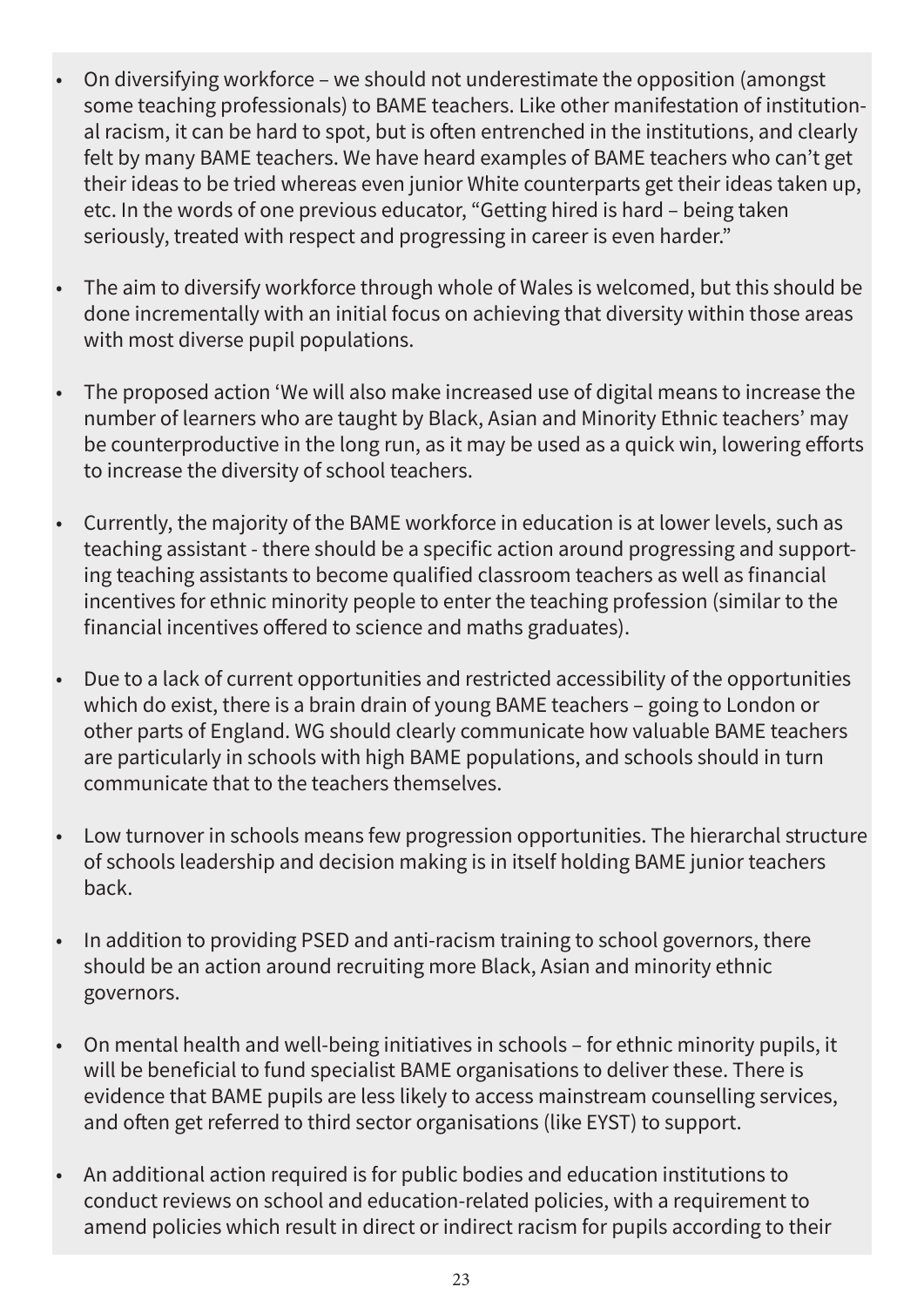- On diversifying workforce – we should not underestimate the opposition (amongst some teaching professionals) to BAME teachers. Like other manifestation of institutional racism, it can be hard to spot, but is often entrenched in the institutions, and clearly felt by many BAME teachers. We have heard examples of BAME teachers who can't get their ideas to be tried whereas even junior White counterparts get their ideas taken up, etc. In the words of one previous educator, "Getting hired is hard – being taken seriously, treated with respect and progressing in career is even harder."

- The aim to diversify workforce through whole of Wales is welcomed, but this should be done incrementally with an initial focus on achieving that diversity within those areas with most diverse pupil populations.

- The proposed action 'We will also make increased use of digital means to increase the number of learners who are taught by Black, Asian and Minority Ethnic teachers' may be counterproductive in the long run, as it may be used as a quick win, lowering efforts to increase the diversity of school teachers.

- Currently, the majority of the BAME workforce in education is at lower levels, such as teaching assistant - there should be a specific action around progressing and supporting teaching assistants to become qualified classroom teachers as well as financial incentives for ethnic minority people to enter the teaching profession (similar to the financial incentives offered to science and maths graduates).

- Due to a lack of current opportunities and restricted accessibility of the opportunities which do exist, there is a brain drain of young BAME teachers – going to London or other parts of England. WG should clearly communicate how valuable BAME teachers are particularly in schools with high BAME populations, and schools should in turn communicate that to the teachers themselves.

- Low turnover in schools means few progression opportunities. The hierarchal structure of schools leadership and decision making is in itself holding BAME junior teachers back.

- In addition to providing PSED and anti-racism training to school governors, there should be an action around recruiting more Black, Asian and minority ethnic governors.

- On mental health and well-being initiatives in schools – for ethnic minority pupils, it will be beneficial to fund specialist BAME organisations to deliver these. There is evidence that BAME pupils are less likely to access mainstream counselling services, and often get referred to third sector organisations (like EYST) to support.

- An additional action required is for public bodies and education institutions to conduct reviews on school and education-related policies, with a requirement to amend policies which result in direct or indirect racism for pupils according to their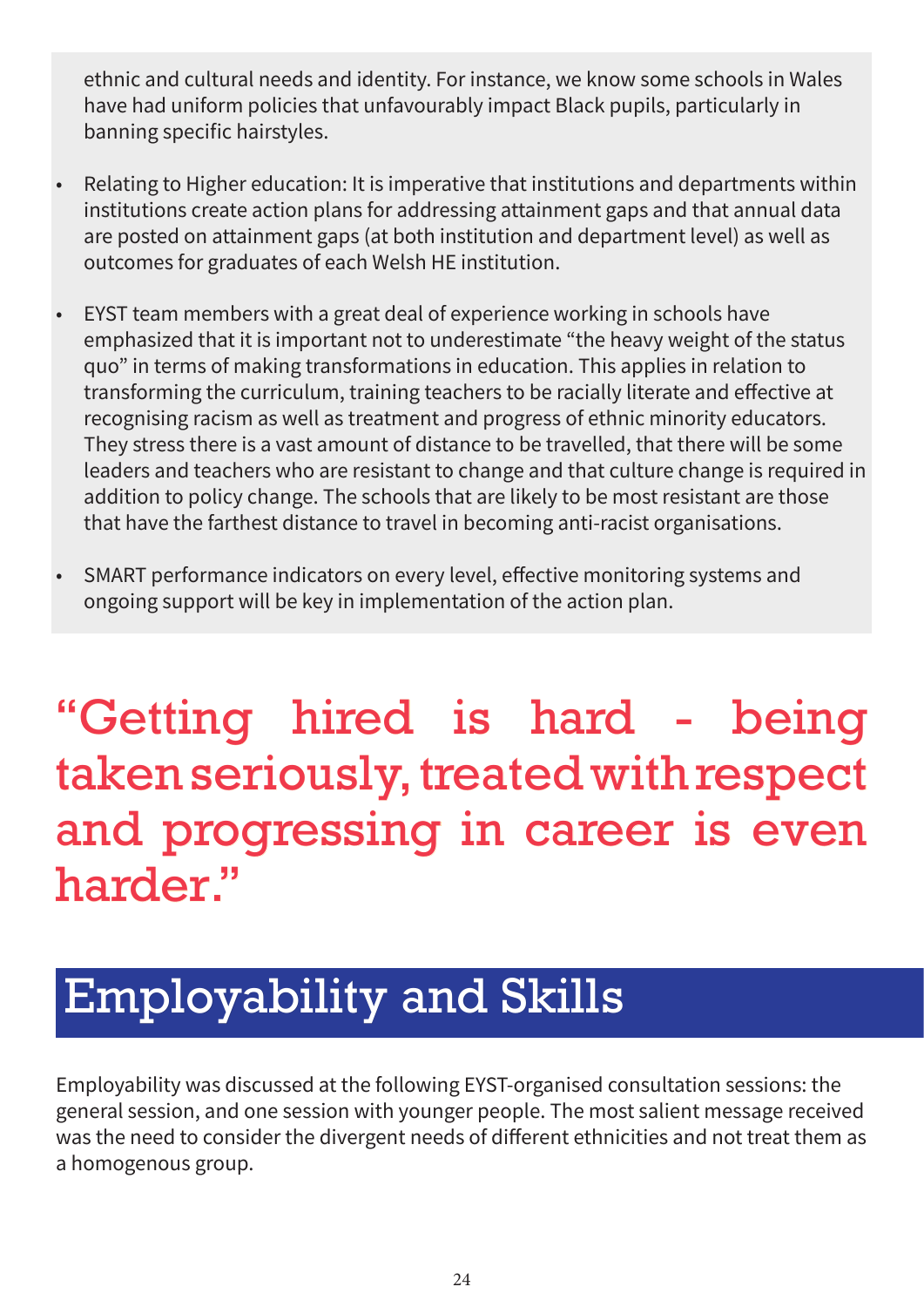ethnic and cultural needs and identity. For instance, we know some schools in Wales have had uniform policies that unfavourably impact Black pupils, particularly in banning specific hairstyles.

- Relating to Higher education: It is imperative that institutions and departments within institutions create action plans for addressing attainment gaps and that annual data are posted on attainment gaps (at both institution and department level) as well as outcomes for graduates of each Welsh HE institution.
- EYST team members with a great deal of experience working in schools have emphasized that it is important not to underestimate "the heavy weight of the status quo" in terms of making transformations in education. This applies in relation to transforming the curriculum, training teachers to be racially literate and effective at recognising racism as well as treatment and progress of ethnic minority educators. They stress there is a vast amount of distance to be travelled, that there will be some leaders and teachers who are resistant to change and that culture change is required in addition to policy change. The schools that are likely to be most resistant are those that have the farthest distance to travel in becoming anti-racist organisations.
- SMART performance indicators on every level, effective monitoring systems and ongoing support will be key in implementation of the action plan.

> "Getting hired is hard - being taken seriously, treated with respect and progressing in career is even harder."

# Employability and Skills

Employability was discussed at the following EYST-organised consultation sessions: the general session, and one session with younger people. The most salient message received was the need to consider the divergent needs of different ethnicities and not treat them as a homogenous group.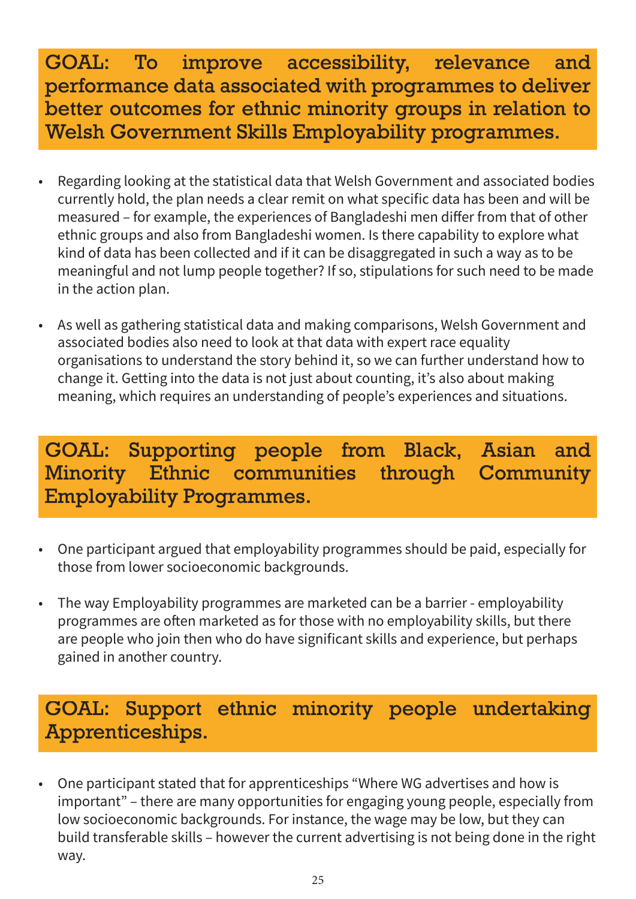## GOAL: To improve accessibility, relevance and performance data associated with programmes to deliver better outcomes for ethnic minority groups in relation to Welsh Government Skills Employability programmes.

- Regarding looking at the statistical data that Welsh Government and associated bodies currently hold, the plan needs a clear remit on what specific data has been and will be measured – for example, the experiences of Bangladeshi men differ from that of other ethnic groups and also from Bangladeshi women. Is there capability to explore what kind of data has been collected and if it can be disaggregated in such a way as to be meaningful and not lump people together? If so, stipulations for such need to be made in the action plan.

- As well as gathering statistical data and making comparisons, Welsh Government and associated bodies also need to look at that data with expert race equality organisations to understand the story behind it, so we can further understand how to change it. Getting into the data is not just about counting, it's also about making meaning, which requires an understanding of people's experiences and situations.

## GOAL: Supporting people from Black, Asian and Minority Ethnic communities through Community Employability Programmes.

- One participant argued that employability programmes should be paid, especially for those from lower socioeconomic backgrounds.

- The way Employability programmes are marketed can be a barrier - employability programmes are often marketed as for those with no employability skills, but there are people who join then who do have significant skills and experience, but perhaps gained in another country.

## GOAL: Support ethnic minority people undertaking Apprenticeships.

- One participant stated that for apprenticeships "Where WG advertises and how is important" – there are many opportunities for engaging young people, especially from low socioeconomic backgrounds. For instance, the wage may be low, but they can build transferable skills – however the current advertising is not being done in the right way.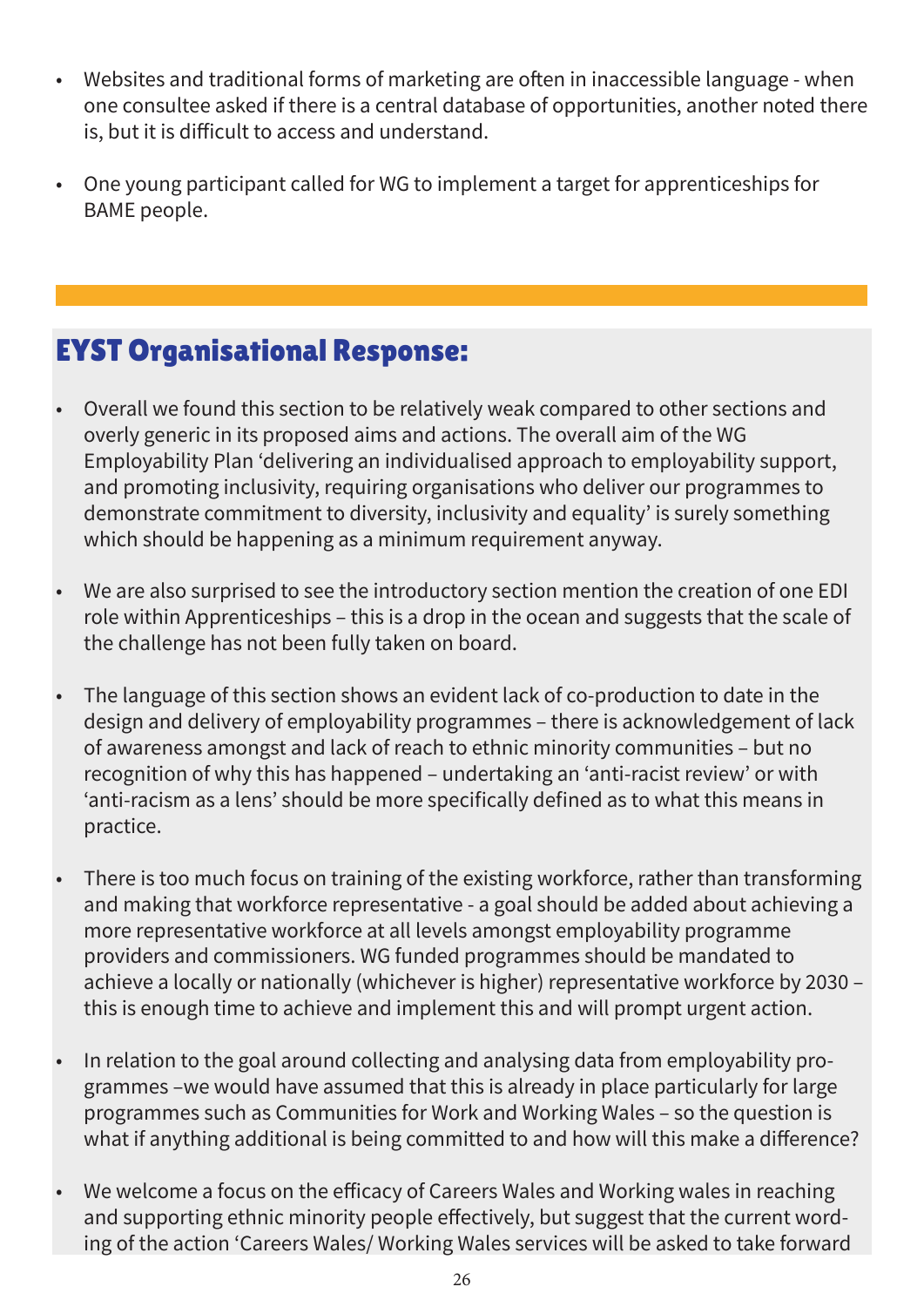- Websites and traditional forms of marketing are often in inaccessible language - when one consultee asked if there is a central database of opportunities, another noted there is, but it is difficult to access and understand.
- One young participant called for WG to implement a target for apprenticeships for BAME people.

## EYST Organisational Response:

- Overall we found this section to be relatively weak compared to other sections and overly generic in its proposed aims and actions. The overall aim of the WG Employability Plan 'delivering an individualised approach to employability support, and promoting inclusivity, requiring organisations who deliver our programmes to demonstrate commitment to diversity, inclusivity and equality' is surely something which should be happening as a minimum requirement anyway.
- We are also surprised to see the introductory section mention the creation of one EDI role within Apprenticeships – this is a drop in the ocean and suggests that the scale of the challenge has not been fully taken on board.
- The language of this section shows an evident lack of co-production to date in the design and delivery of employability programmes – there is acknowledgement of lack of awareness amongst and lack of reach to ethnic minority communities – but no recognition of why this has happened – undertaking an 'anti-racist review' or with 'anti-racism as a lens' should be more specifically defined as to what this means in practice.
- There is too much focus on training of the existing workforce, rather than transforming and making that workforce representative - a goal should be added about achieving a more representative workforce at all levels amongst employability programme providers and commissioners. WG funded programmes should be mandated to achieve a locally or nationally (whichever is higher) representative workforce by 2030 – this is enough time to achieve and implement this and will prompt urgent action.
- In relation to the goal around collecting and analysing data from employability programmes –we would have assumed that this is already in place particularly for large programmes such as Communities for Work and Working Wales – so the question is what if anything additional is being committed to and how will this make a difference?
- We welcome a focus on the efficacy of Careers Wales and Working wales in reaching and supporting ethnic minority people effectively, but suggest that the current wording of the action 'Careers Wales/ Working Wales services will be asked to take forward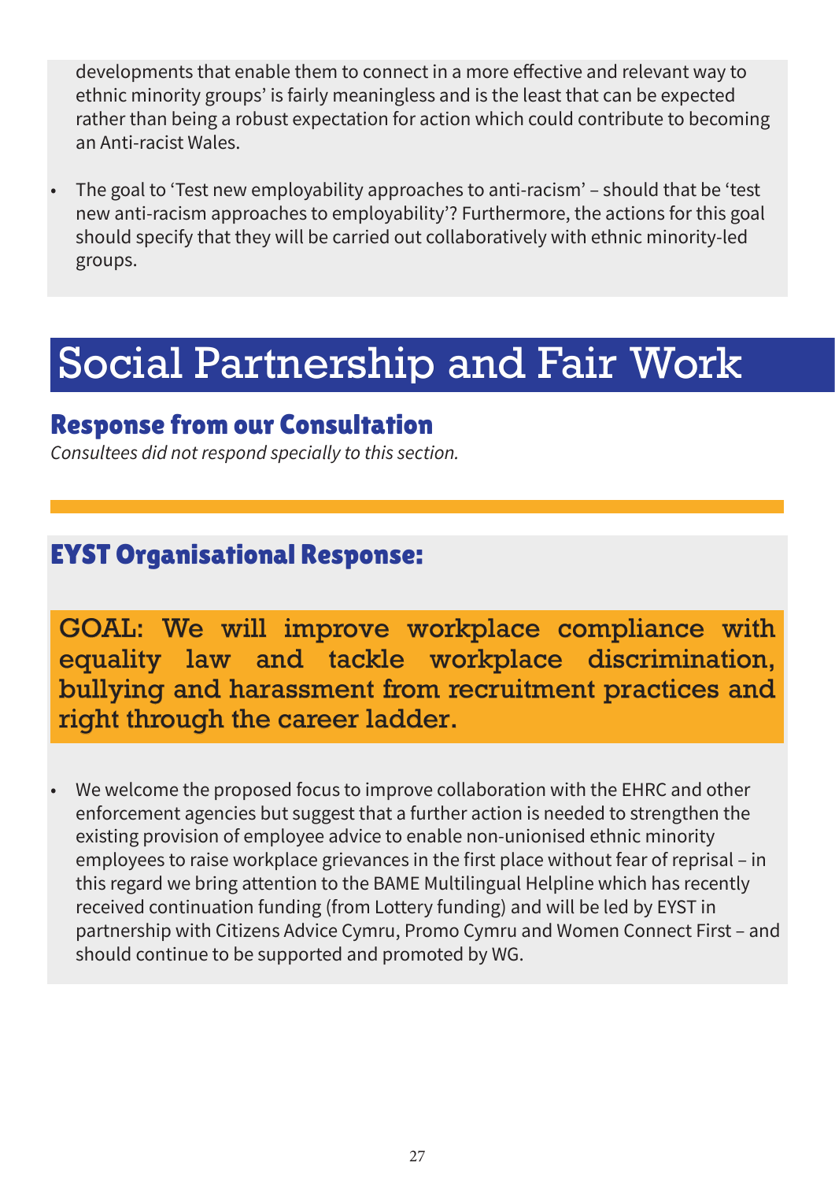developments that enable them to connect in a more effective and relevant way to ethnic minority groups' is fairly meaningless and is the least that can be expected rather than being a robust expectation for action which could contribute to becoming an Anti-racist Wales.

- The goal to 'Test new employability approaches to anti-racism' – should that be 'test new anti-racism approaches to employability'? Furthermore, the actions for this goal should specify that they will be carried out collaboratively with ethnic minority-led groups.

# Social Partnership and Fair Work

## Response from our Consultation

*Consultees did not respond specially to this section.*

## EYST Organisational Response:

GOAL: We will improve workplace compliance with equality law and tackle workplace discrimination, bullying and harassment from recruitment practices and right through the career ladder.

- We welcome the proposed focus to improve collaboration with the EHRC and other enforcement agencies but suggest that a further action is needed to strengthen the existing provision of employee advice to enable non-unionised ethnic minority employees to raise workplace grievances in the first place without fear of reprisal – in this regard we bring attention to the BAME Multilingual Helpline which has recently received continuation funding (from Lottery funding) and will be led by EYST in partnership with Citizens Advice Cymru, Promo Cymru and Women Connect First – and should continue to be supported and promoted by WG.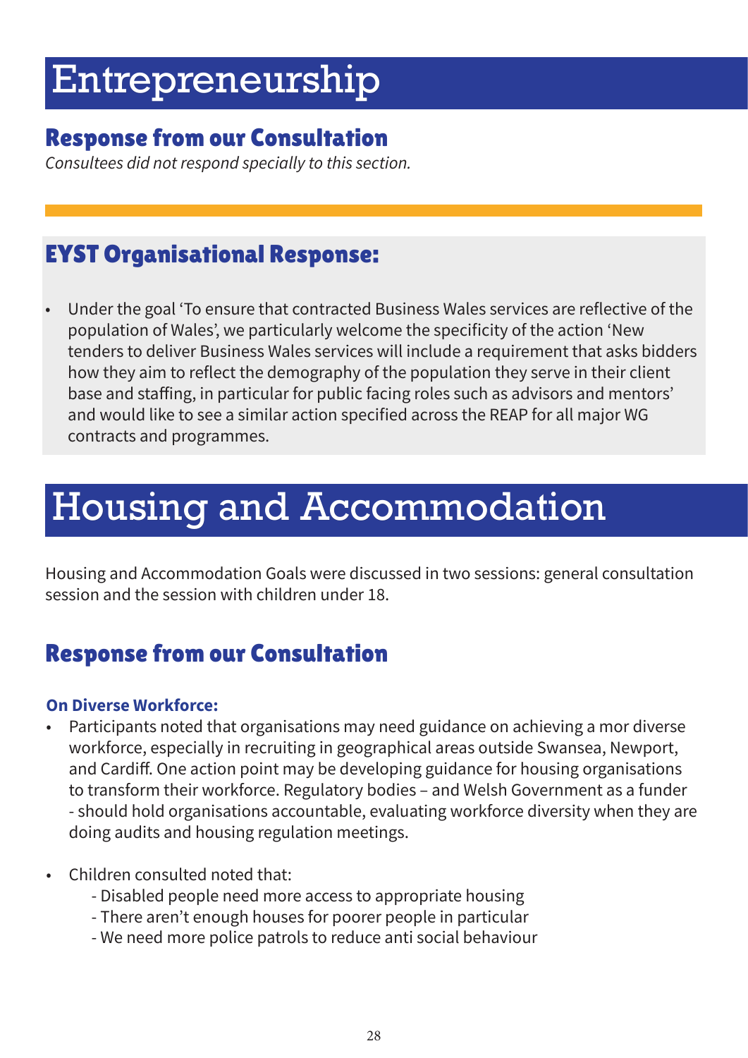# Entrepreneurship

## Response from our Consultation

*Consultees did not respond specially to this section.*

## EYST Organisational Response:

- Under the goal 'To ensure that contracted Business Wales services are reflective of the population of Wales', we particularly welcome the specificity of the action 'New tenders to deliver Business Wales services will include a requirement that asks bidders how they aim to reflect the demography of the population they serve in their client base and staffing, in particular for public facing roles such as advisors and mentors' and would like to see a similar action specified across the REAP for all major WG contracts and programmes.

# Housing and Accommodation

Housing and Accommodation Goals were discussed in two sessions: general consultation session and the session with children under 18.

## Response from our Consultation

**On Diverse Workforce:**

- Participants noted that organisations may need guidance on achieving a mor diverse workforce, especially in recruiting in geographical areas outside Swansea, Newport, and Cardiff. One action point may be developing guidance for housing organisations to transform their workforce. Regulatory bodies – and Welsh Government as a funder - should hold organisations accountable, evaluating workforce diversity when they are doing audits and housing regulation meetings.

- Children consulted noted that:
  - Disabled people need more access to appropriate housing
  - There aren't enough houses for poorer people in particular
  - We need more police patrols to reduce anti social behaviour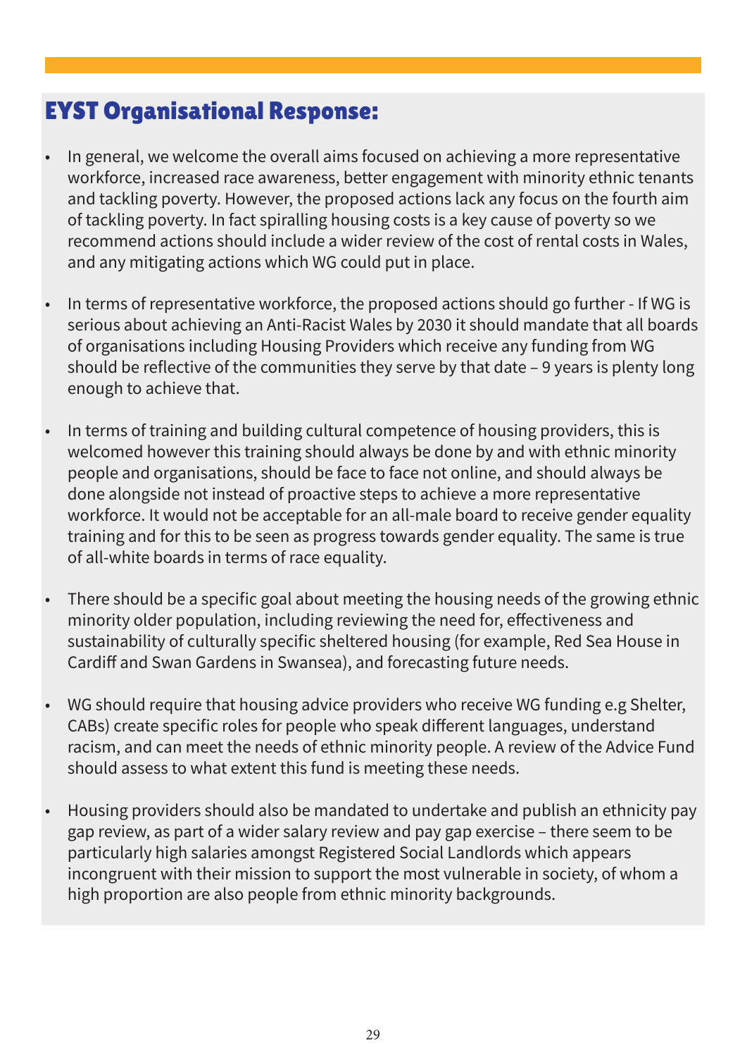## EYST Organisational Response:

- In general, we welcome the overall aims focused on achieving a more representative workforce, increased race awareness, better engagement with minority ethnic tenants and tackling poverty. However, the proposed actions lack any focus on the fourth aim of tackling poverty. In fact spiralling housing costs is a key cause of poverty so we recommend actions should include a wider review of the cost of rental costs in Wales, and any mitigating actions which WG could put in place.

- In terms of representative workforce, the proposed actions should go further - If WG is serious about achieving an Anti-Racist Wales by 2030 it should mandate that all boards of organisations including Housing Providers which receive any funding from WG should be reflective of the communities they serve by that date – 9 years is plenty long enough to achieve that.

- In terms of training and building cultural competence of housing providers, this is welcomed however this training should always be done by and with ethnic minority people and organisations, should be face to face not online, and should always be done alongside not instead of proactive steps to achieve a more representative workforce. It would not be acceptable for an all-male board to receive gender equality training and for this to be seen as progress towards gender equality. The same is true of all-white boards in terms of race equality.

- There should be a specific goal about meeting the housing needs of the growing ethnic minority older population, including reviewing the need for, effectiveness and sustainability of culturally specific sheltered housing (for example, Red Sea House in Cardiff and Swan Gardens in Swansea), and forecasting future needs.

- WG should require that housing advice providers who receive WG funding e.g Shelter, CABs) create specific roles for people who speak different languages, understand racism, and can meet the needs of ethnic minority people. A review of the Advice Fund should assess to what extent this fund is meeting these needs.

- Housing providers should also be mandated to undertake and publish an ethnicity pay gap review, as part of a wider salary review and pay gap exercise – there seem to be particularly high salaries amongst Registered Social Landlords which appears incongruent with their mission to support the most vulnerable in society, of whom a high proportion are also people from ethnic minority backgrounds.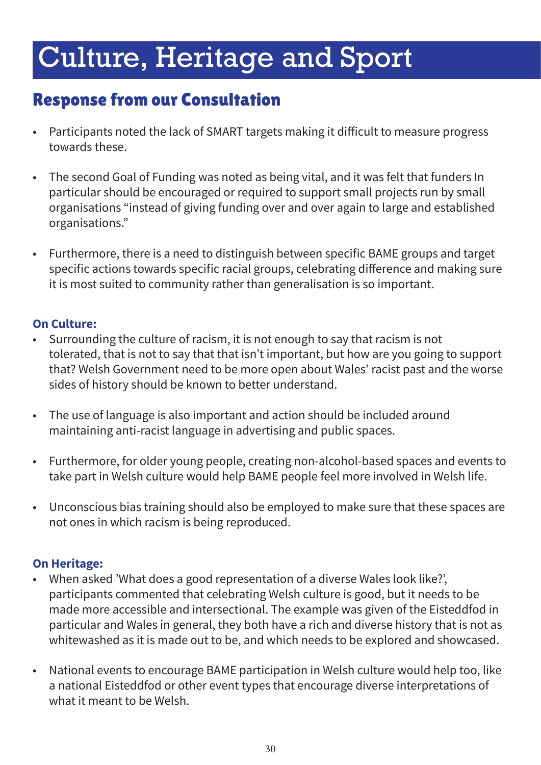# Culture, Heritage and Sport

## Response from our Consultation

- Participants noted the lack of SMART targets making it difficult to measure progress towards these.
- The second Goal of Funding was noted as being vital, and it was felt that funders In particular should be encouraged or required to support small projects run by small organisations "instead of giving funding over and over again to large and established organisations."
- Furthermore, there is a need to distinguish between specific BAME groups and target specific actions towards specific racial groups, celebrating difference and making sure it is most suited to community rather than generalisation is so important.

### On Culture:

- Surrounding the culture of racism, it is not enough to say that racism is not tolerated, that is not to say that that isn't important, but how are you going to support that? Welsh Government need to be more open about Wales' racist past and the worse sides of history should be known to better understand.
- The use of language is also important and action should be included around maintaining anti-racist language in advertising and public spaces.
- Furthermore, for older young people, creating non-alcohol-based spaces and events to take part in Welsh culture would help BAME people feel more involved in Welsh life.
- Unconscious bias training should also be employed to make sure that these spaces are not ones in which racism is being reproduced.

### On Heritage:

- When asked 'What does a good representation of a diverse Wales look like?', participants commented that celebrating Welsh culture is good, but it needs to be made more accessible and intersectional. The example was given of the Eisteddfod in particular and Wales in general, they both have a rich and diverse history that is not as whitewashed as it is made out to be, and which needs to be explored and showcased.
- National events to encourage BAME participation in Welsh culture would help too, like a national Eisteddfod or other event types that encourage diverse interpretations of what it meant to be Welsh.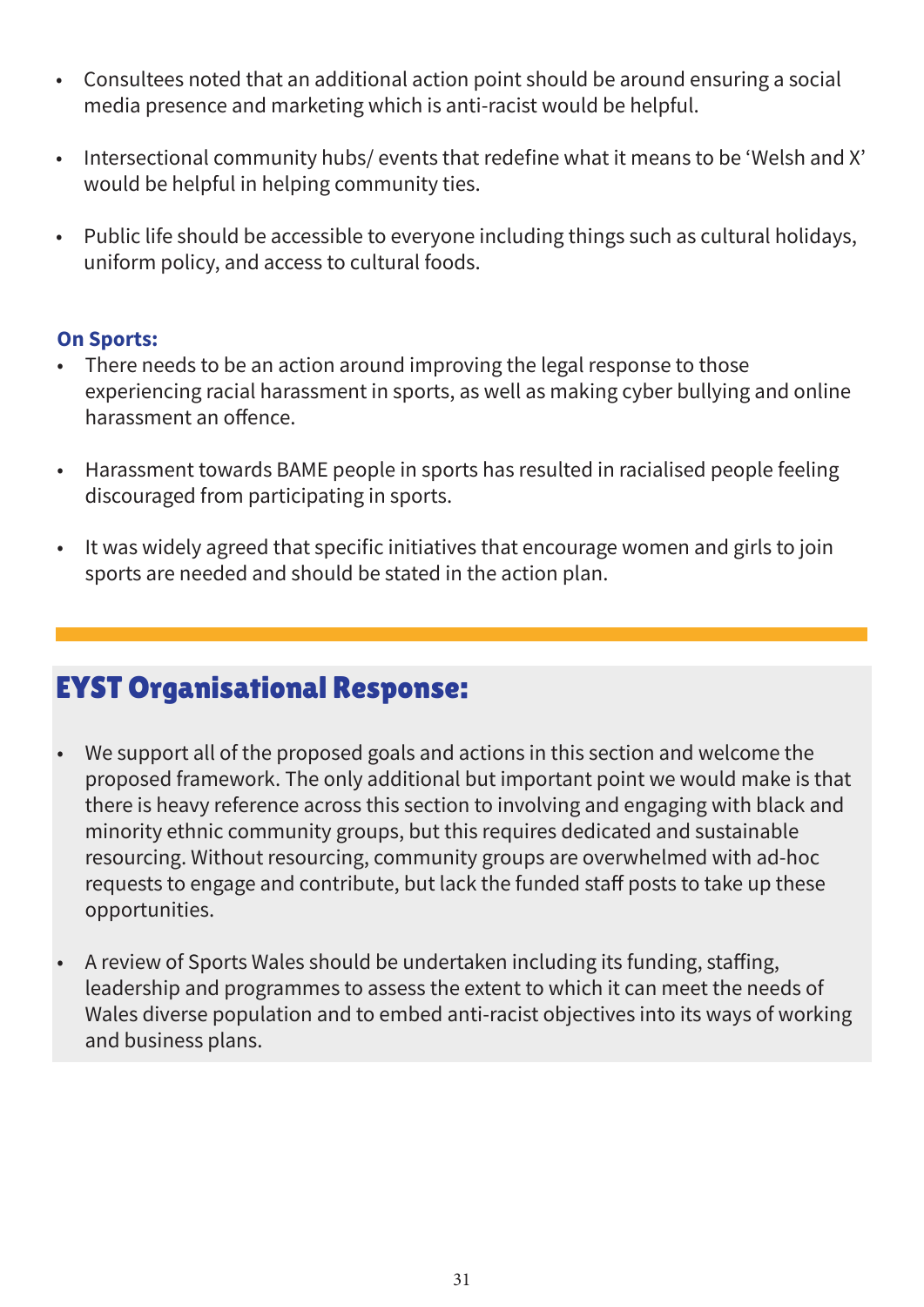- Consultees noted that an additional action point should be around ensuring a social media presence and marketing which is anti-racist would be helpful.

- Intersectional community hubs/ events that redefine what it means to be 'Welsh and X' would be helpful in helping community ties.

- Public life should be accessible to everyone including things such as cultural holidays, uniform policy, and access to cultural foods.

**On Sports:**

- There needs to be an action around improving the legal response to those experiencing racial harassment in sports, as well as making cyber bullying and online harassment an offence.

- Harassment towards BAME people in sports has resulted in racialised people feeling discouraged from participating in sports.

- It was widely agreed that specific initiatives that encourage women and girls to join sports are needed and should be stated in the action plan.

## EYST Organisational Response:

- We support all of the proposed goals and actions in this section and welcome the proposed framework. The only additional but important point we would make is that there is heavy reference across this section to involving and engaging with black and minority ethnic community groups, but this requires dedicated and sustainable resourcing. Without resourcing, community groups are overwhelmed with ad-hoc requests to engage and contribute, but lack the funded staff posts to take up these opportunities.

- A review of Sports Wales should be undertaken including its funding, staffing, leadership and programmes to assess the extent to which it can meet the needs of Wales diverse population and to embed anti-racist objectives into its ways of working and business plans.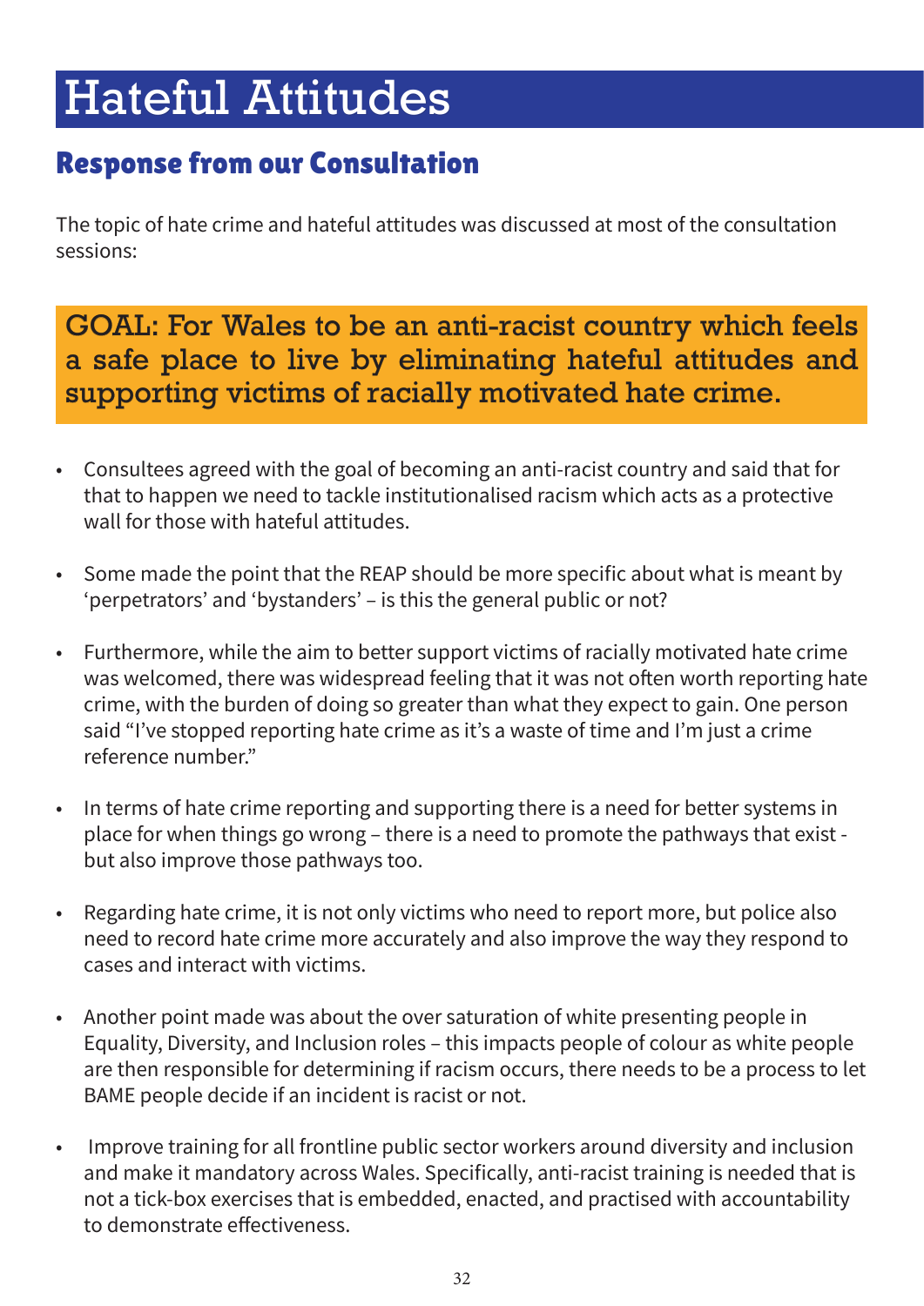# Hateful Attitudes

## Response from our Consultation

The topic of hate crime and hateful attitudes was discussed at most of the consultation sessions:

**GOAL: For Wales to be an anti-racist country which feels a safe place to live by eliminating hateful attitudes and supporting victims of racially motivated hate crime.**

- Consultees agreed with the goal of becoming an anti-racist country and said that for that to happen we need to tackle institutionalised racism which acts as a protective wall for those with hateful attitudes.

- Some made the point that the REAP should be more specific about what is meant by 'perpetrators' and 'bystanders' – is this the general public or not?

- Furthermore, while the aim to better support victims of racially motivated hate crime was welcomed, there was widespread feeling that it was not often worth reporting hate crime, with the burden of doing so greater than what they expect to gain. One person said "I've stopped reporting hate crime as it's a waste of time and I'm just a crime reference number."

- In terms of hate crime reporting and supporting there is a need for better systems in place for when things go wrong – there is a need to promote the pathways that exist - but also improve those pathways too.

- Regarding hate crime, it is not only victims who need to report more, but police also need to record hate crime more accurately and also improve the way they respond to cases and interact with victims.

- Another point made was about the over saturation of white presenting people in Equality, Diversity, and Inclusion roles – this impacts people of colour as white people are then responsible for determining if racism occurs, there needs to be a process to let BAME people decide if an incident is racist or not.

- Improve training for all frontline public sector workers around diversity and inclusion and make it mandatory across Wales. Specifically, anti-racist training is needed that is not a tick-box exercises that is embedded, enacted, and practised with accountability to demonstrate effectiveness.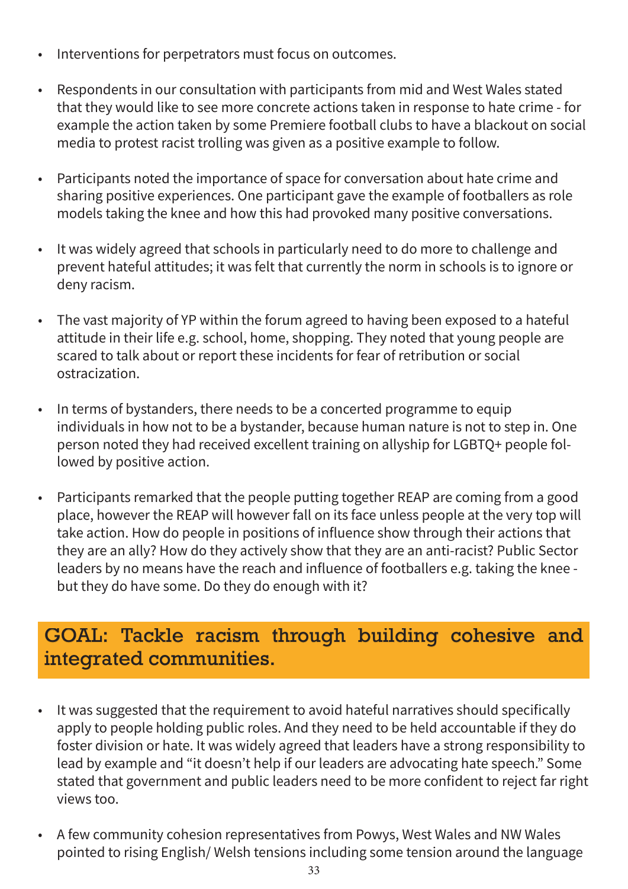- Interventions for perpetrators must focus on outcomes.

- Respondents in our consultation with participants from mid and West Wales stated that they would like to see more concrete actions taken in response to hate crime - for example the action taken by some Premiere football clubs to have a blackout on social media to protest racist trolling was given as a positive example to follow.

- Participants noted the importance of space for conversation about hate crime and sharing positive experiences. One participant gave the example of footballers as role models taking the knee and how this had provoked many positive conversations.

- It was widely agreed that schools in particularly need to do more to challenge and prevent hateful attitudes; it was felt that currently the norm in schools is to ignore or deny racism.

- The vast majority of YP within the forum agreed to having been exposed to a hateful attitude in their life e.g. school, home, shopping. They noted that young people are scared to talk about or report these incidents for fear of retribution or social ostracization.

- In terms of bystanders, there needs to be a concerted programme to equip individuals in how not to be a bystander, because human nature is not to step in. One person noted they had received excellent training on allyship for LGBTQ+ people followed by positive action.

- Participants remarked that the people putting together REAP are coming from a good place, however the REAP will however fall on its face unless people at the very top will take action. How do people in positions of influence show through their actions that they are an ally? How do they actively show that they are an anti-racist? Public Sector leaders by no means have the reach and influence of footballers e.g. taking the knee - but they do have some. Do they do enough with it?

## GOAL: Tackle racism through building cohesive and integrated communities.

- It was suggested that the requirement to avoid hateful narratives should specifically apply to people holding public roles. And they need to be held accountable if they do foster division or hate. It was widely agreed that leaders have a strong responsibility to lead by example and "it doesn't help if our leaders are advocating hate speech." Some stated that government and public leaders need to be more confident to reject far right views too.

- A few community cohesion representatives from Powys, West Wales and NW Wales pointed to rising English/ Welsh tensions including some tension around the language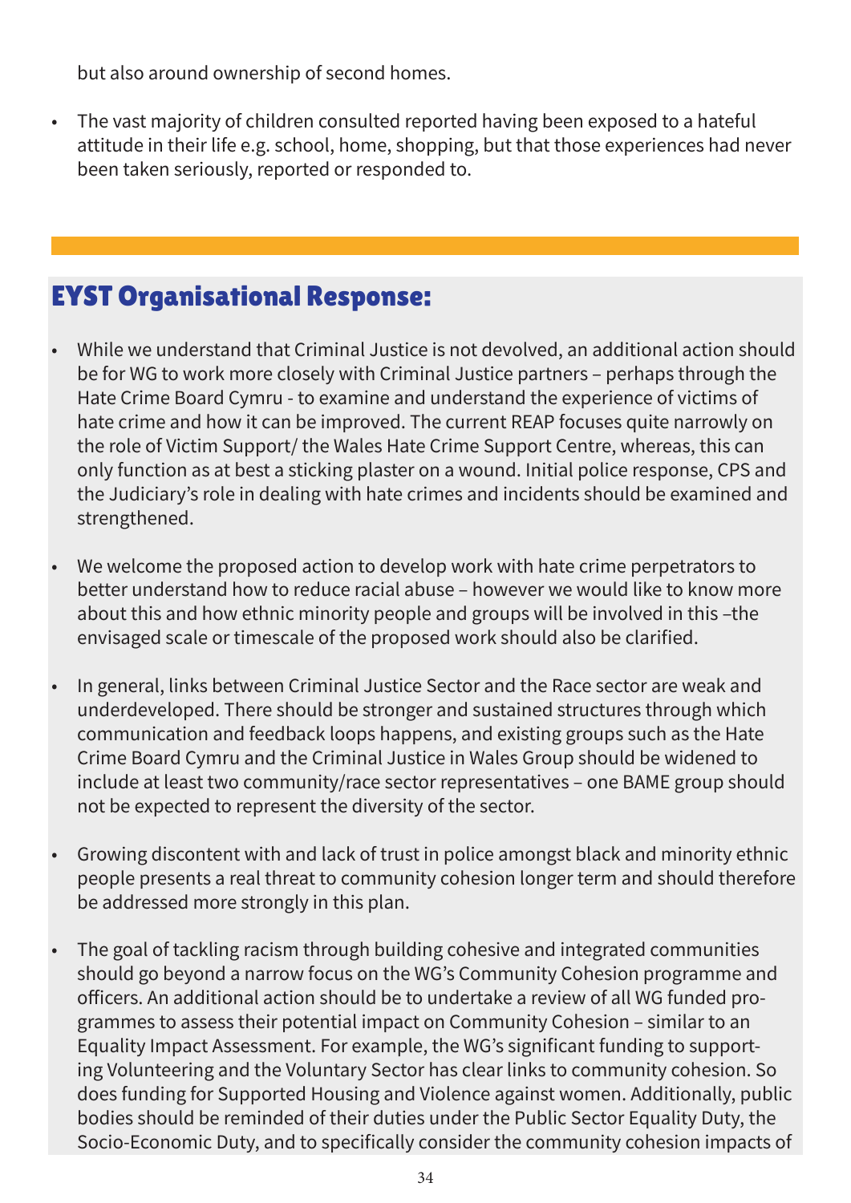but also around ownership of second homes.

- The vast majority of children consulted reported having been exposed to a hateful attitude in their life e.g. school, home, shopping, but that those experiences had never been taken seriously, reported or responded to.

## EYST Organisational Response:

- While we understand that Criminal Justice is not devolved, an additional action should be for WG to work more closely with Criminal Justice partners – perhaps through the Hate Crime Board Cymru - to examine and understand the experience of victims of hate crime and how it can be improved. The current REAP focuses quite narrowly on the role of Victim Support/ the Wales Hate Crime Support Centre, whereas, this can only function as at best a sticking plaster on a wound. Initial police response, CPS and the Judiciary's role in dealing with hate crimes and incidents should be examined and strengthened.

- We welcome the proposed action to develop work with hate crime perpetrators to better understand how to reduce racial abuse – however we would like to know more about this and how ethnic minority people and groups will be involved in this –the envisaged scale or timescale of the proposed work should also be clarified.

- In general, links between Criminal Justice Sector and the Race sector are weak and underdeveloped. There should be stronger and sustained structures through which communication and feedback loops happens, and existing groups such as the Hate Crime Board Cymru and the Criminal Justice in Wales Group should be widened to include at least two community/race sector representatives – one BAME group should not be expected to represent the diversity of the sector.

- Growing discontent with and lack of trust in police amongst black and minority ethnic people presents a real threat to community cohesion longer term and should therefore be addressed more strongly in this plan.

- The goal of tackling racism through building cohesive and integrated communities should go beyond a narrow focus on the WG's Community Cohesion programme and officers. An additional action should be to undertake a review of all WG funded programmes to assess their potential impact on Community Cohesion – similar to an Equality Impact Assessment. For example, the WG's significant funding to supporting Volunteering and the Voluntary Sector has clear links to community cohesion. So does funding for Supported Housing and Violence against women. Additionally, public bodies should be reminded of their duties under the Public Sector Equality Duty, the Socio-Economic Duty, and to specifically consider the community cohesion impacts of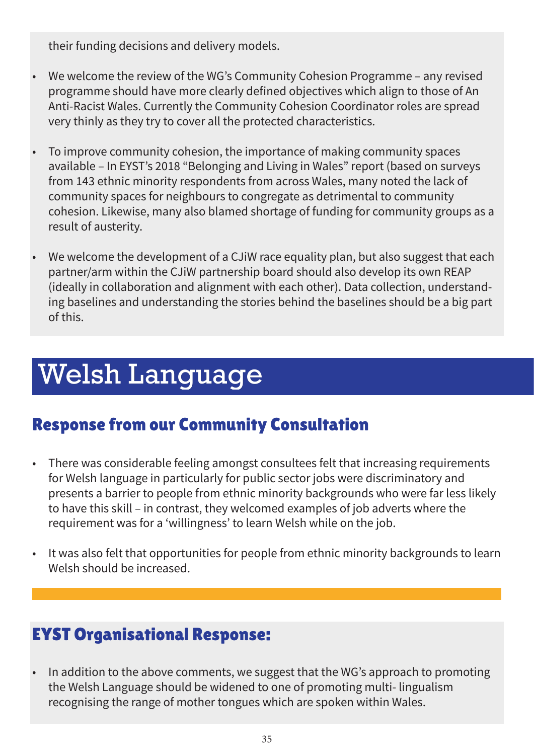their funding decisions and delivery models.

- We welcome the review of the WG's Community Cohesion Programme – any revised programme should have more clearly defined objectives which align to those of An Anti-Racist Wales. Currently the Community Cohesion Coordinator roles are spread very thinly as they try to cover all the protected characteristics.
- To improve community cohesion, the importance of making community spaces available – In EYST's 2018 "Belonging and Living in Wales" report (based on surveys from 143 ethnic minority respondents from across Wales, many noted the lack of community spaces for neighbours to congregate as detrimental to community cohesion. Likewise, many also blamed shortage of funding for community groups as a result of austerity.
- We welcome the development of a CJiW race equality plan, but also suggest that each partner/arm within the CJiW partnership board should also develop its own REAP (ideally in collaboration and alignment with each other). Data collection, understanding baselines and understanding the stories behind the baselines should be a big part of this.

# Welsh Language

## Response from our Community Consultation

- There was considerable feeling amongst consultees felt that increasing requirements for Welsh language in particularly for public sector jobs were discriminatory and presents a barrier to people from ethnic minority backgrounds who were far less likely to have this skill – in contrast, they welcomed examples of job adverts where the requirement was for a 'willingness' to learn Welsh while on the job.
- It was also felt that opportunities for people from ethnic minority backgrounds to learn Welsh should be increased.

## EYST Organisational Response:

- In addition to the above comments, we suggest that the WG's approach to promoting the Welsh Language should be widened to one of promoting multi- lingualism recognising the range of mother tongues which are spoken within Wales.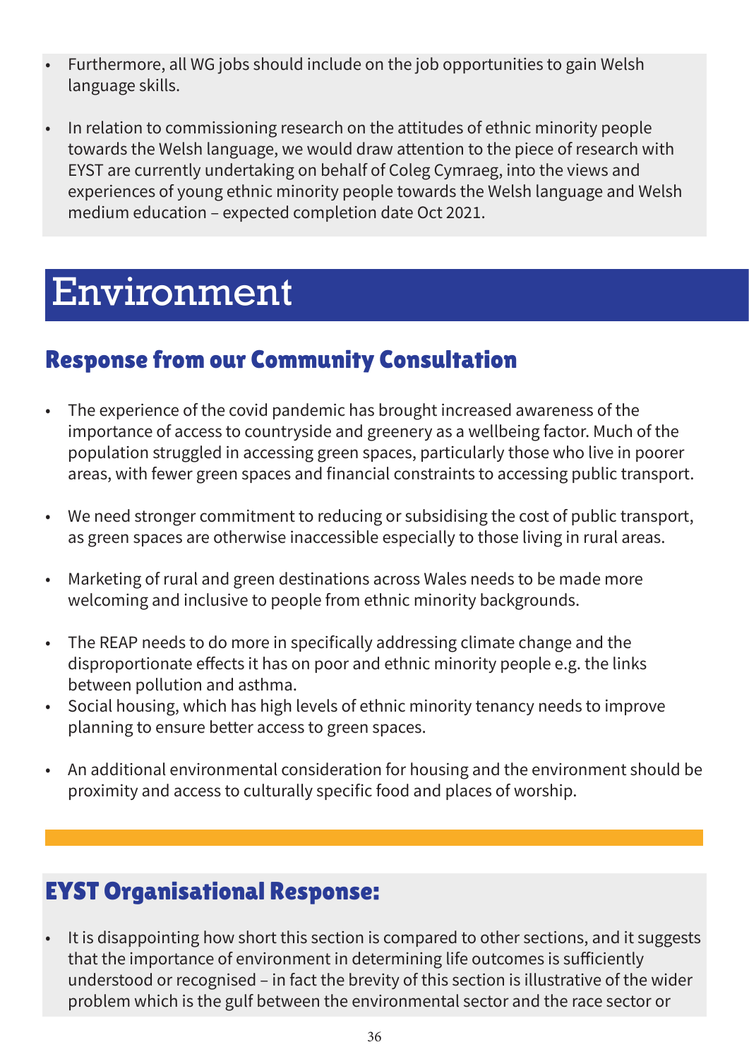- Furthermore, all WG jobs should include on the job opportunities to gain Welsh language skills.

- In relation to commissioning research on the attitudes of ethnic minority people towards the Welsh language, we would draw attention to the piece of research with EYST are currently undertaking on behalf of Coleg Cymraeg, into the views and experiences of young ethnic minority people towards the Welsh language and Welsh medium education – expected completion date Oct 2021.

# Environment

## Response from our Community Consultation

- The experience of the covid pandemic has brought increased awareness of the importance of access to countryside and greenery as a wellbeing factor. Much of the population struggled in accessing green spaces, particularly those who live in poorer areas, with fewer green spaces and financial constraints to accessing public transport.

- We need stronger commitment to reducing or subsidising the cost of public transport, as green spaces are otherwise inaccessible especially to those living in rural areas.

- Marketing of rural and green destinations across Wales needs to be made more welcoming and inclusive to people from ethnic minority backgrounds.

- The REAP needs to do more in specifically addressing climate change and the disproportionate effects it has on poor and ethnic minority people e.g. the links between pollution and asthma.
- Social housing, which has high levels of ethnic minority tenancy needs to improve planning to ensure better access to green spaces.

- An additional environmental consideration for housing and the environment should be proximity and access to culturally specific food and places of worship.

## EYST Organisational Response:

- It is disappointing how short this section is compared to other sections, and it suggests that the importance of environment in determining life outcomes is sufficiently understood or recognised – in fact the brevity of this section is illustrative of the wider problem which is the gulf between the environmental sector and the race sector or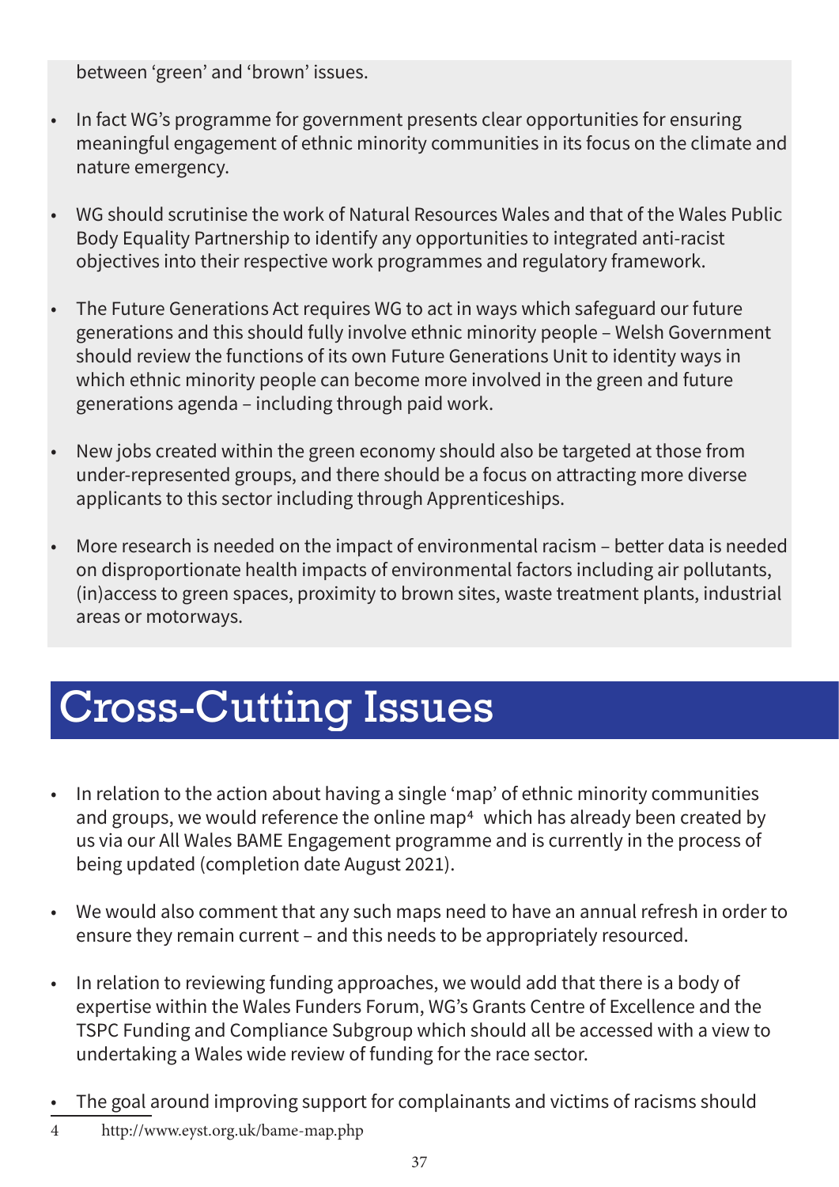between 'green' and 'brown' issues.

- In fact WG's programme for government presents clear opportunities for ensuring meaningful engagement of ethnic minority communities in its focus on the climate and nature emergency.

- WG should scrutinise the work of Natural Resources Wales and that of the Wales Public Body Equality Partnership to identify any opportunities to integrated anti-racist objectives into their respective work programmes and regulatory framework.

- The Future Generations Act requires WG to act in ways which safeguard our future generations and this should fully involve ethnic minority people – Welsh Government should review the functions of its own Future Generations Unit to identity ways in which ethnic minority people can become more involved in the green and future generations agenda – including through paid work.

- New jobs created within the green economy should also be targeted at those from under-represented groups, and there should be a focus on attracting more diverse applicants to this sector including through Apprenticeships.

- More research is needed on the impact of environmental racism – better data is needed on disproportionate health impacts of environmental factors including air pollutants, (in)access to green spaces, proximity to brown sites, waste treatment plants, industrial areas or motorways.

# Cross-Cutting Issues

- In relation to the action about having a single 'map' of ethnic minority communities and groups, we would reference the online map[4] which has already been created by us via our All Wales BAME Engagement programme and is currently in the process of being updated (completion date August 2021).

- We would also comment that any such maps need to have an annual refresh in order to ensure they remain current – and this needs to be appropriately resourced.

- In relation to reviewing funding approaches, we would add that there is a body of expertise within the Wales Funders Forum, WG's Grants Centre of Excellence and the TSPC Funding and Compliance Subgroup which should all be accessed with a view to undertaking a Wales wide review of funding for the race sector.

- The goal around improving support for complainants and victims of racisms should

4 http://www.eyst.org.uk/bame-map.php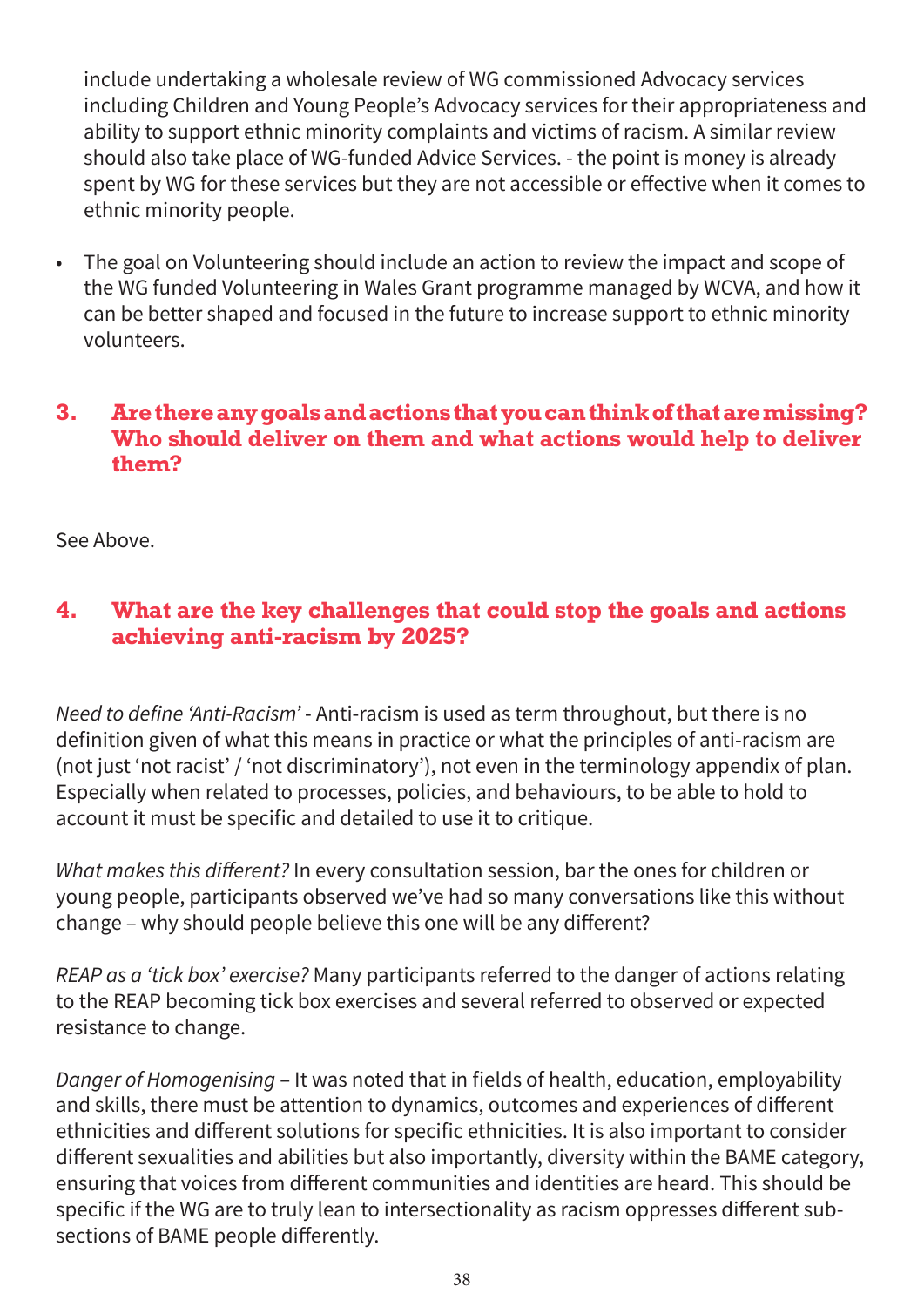include undertaking a wholesale review of WG commissioned Advocacy services including Children and Young People's Advocacy services for their appropriateness and ability to support ethnic minority complaints and victims of racism. A similar review should also take place of WG-funded Advice Services. - the point is money is already spent by WG for these services but they are not accessible or effective when it comes to ethnic minority people.

- The goal on Volunteering should include an action to review the impact and scope of the WG funded Volunteering in Wales Grant programme managed by WCVA, and how it can be better shaped and focused in the future to increase support to ethnic minority volunteers.

### 3. Are there any goals and actions that you can think of that are missing? Who should deliver on them and what actions would help to deliver them?

See Above.

### 4. What are the key challenges that could stop the goals and actions achieving anti-racism by 2025?

*Need to define 'Anti-Racism'* - Anti-racism is used as term throughout, but there is no definition given of what this means in practice or what the principles of anti-racism are (not just 'not racist' / 'not discriminatory'), not even in the terminology appendix of plan. Especially when related to processes, policies, and behaviours, to be able to hold to account it must be specific and detailed to use it to critique.

*What makes this different?* In every consultation session, bar the ones for children or young people, participants observed we've had so many conversations like this without change – why should people believe this one will be any different?

*REAP as a 'tick box' exercise?* Many participants referred to the danger of actions relating to the REAP becoming tick box exercises and several referred to observed or expected resistance to change.

*Danger of Homogenising* – It was noted that in fields of health, education, employability and skills, there must be attention to dynamics, outcomes and experiences of different ethnicities and different solutions for specific ethnicities. It is also important to consider different sexualities and abilities but also importantly, diversity within the BAME category, ensuring that voices from different communities and identities are heard. This should be specific if the WG are to truly lean to intersectionality as racism oppresses different sub-sections of BAME people differently.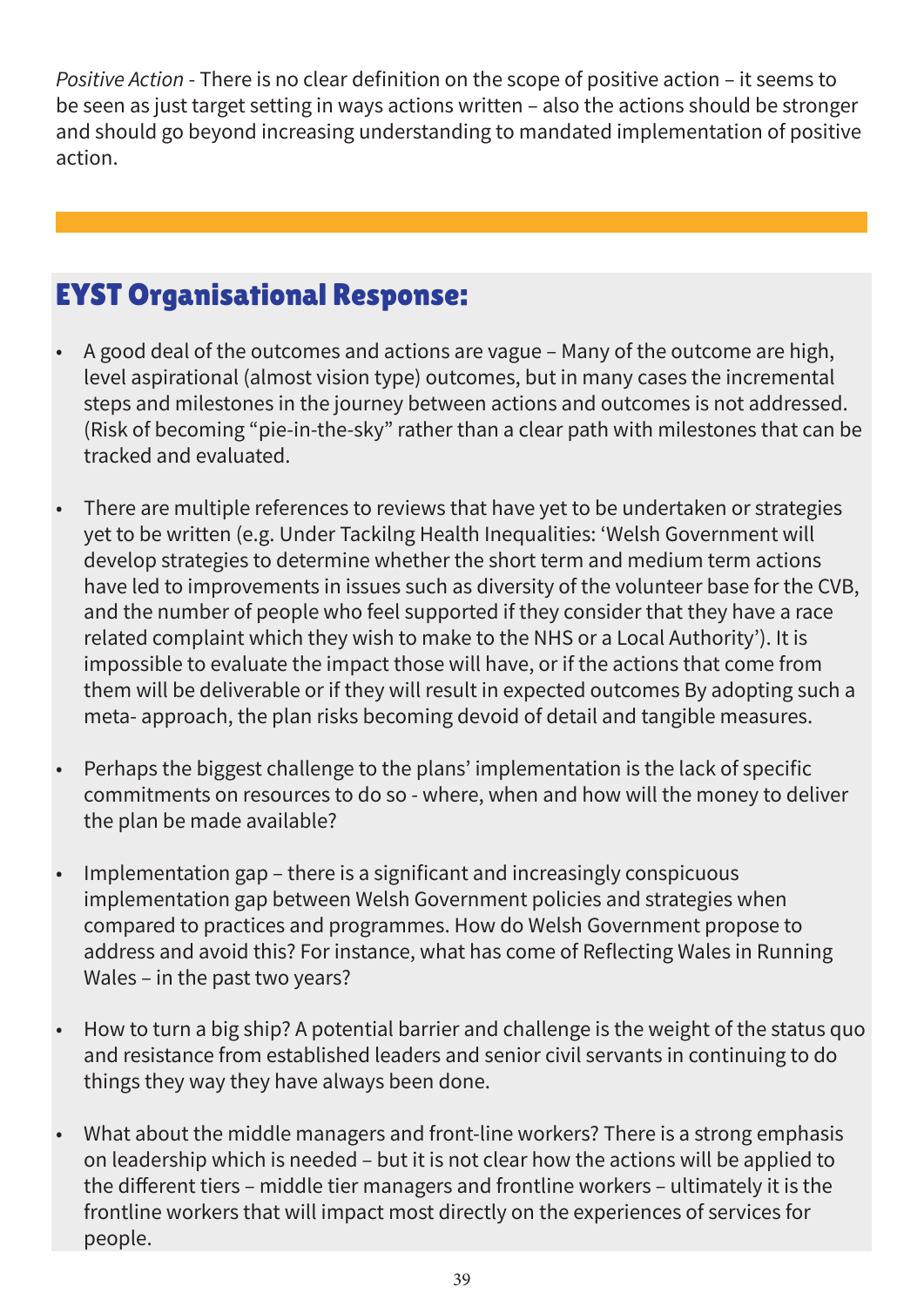*Positive Action* - There is no clear definition on the scope of positive action – it seems to be seen as just target setting in ways actions written – also the actions should be stronger and should go beyond increasing understanding to mandated implementation of positive action.

## EYST Organisational Response:

- A good deal of the outcomes and actions are vague – Many of the outcome are high, level aspirational (almost vision type) outcomes, but in many cases the incremental steps and milestones in the journey between actions and outcomes is not addressed. (Risk of becoming "pie-in-the-sky" rather than a clear path with milestones that can be tracked and evaluated.

- There are multiple references to reviews that have yet to be undertaken or strategies yet to be written (e.g. Under Tackilng Health Inequalities: 'Welsh Government will develop strategies to determine whether the short term and medium term actions have led to improvements in issues such as diversity of the volunteer base for the CVB, and the number of people who feel supported if they consider that they have a race related complaint which they wish to make to the NHS or a Local Authority'). It is impossible to evaluate the impact those will have, or if the actions that come from them will be deliverable or if they will result in expected outcomes By adopting such a meta- approach, the plan risks becoming devoid of detail and tangible measures.

- Perhaps the biggest challenge to the plans' implementation is the lack of specific commitments on resources to do so - where, when and how will the money to deliver the plan be made available?

- Implementation gap – there is a significant and increasingly conspicuous implementation gap between Welsh Government policies and strategies when compared to practices and programmes. How do Welsh Government propose to address and avoid this? For instance, what has come of Reflecting Wales in Running Wales – in the past two years?

- How to turn a big ship? A potential barrier and challenge is the weight of the status quo and resistance from established leaders and senior civil servants in continuing to do things they way they have always been done.

- What about the middle managers and front-line workers? There is a strong emphasis on leadership which is needed – but it is not clear how the actions will be applied to the different tiers – middle tier managers and frontline workers – ultimately it is the frontline workers that will impact most directly on the experiences of services for people.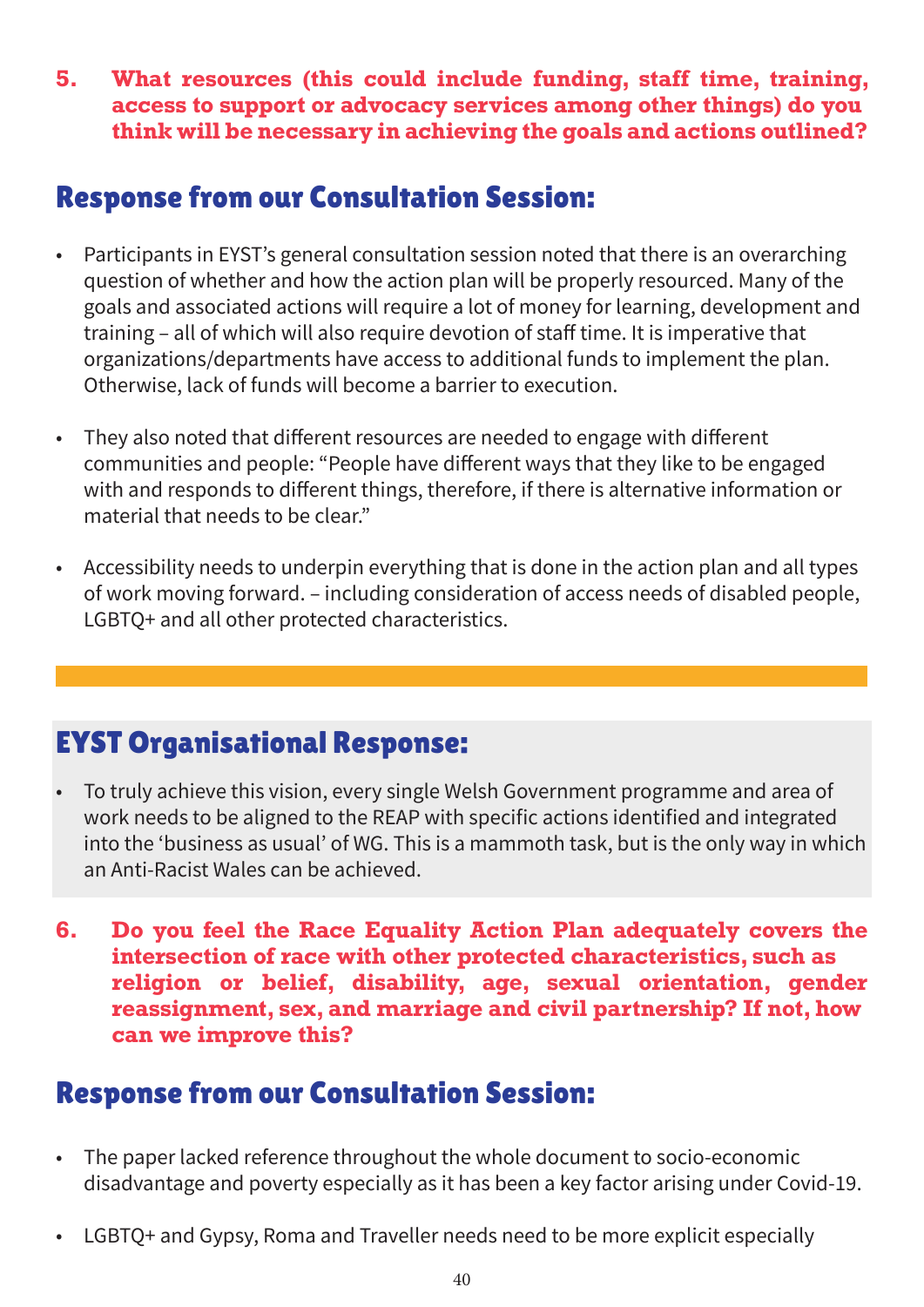**5. What resources (this could include funding, staff time, training, access to support or advocacy services among other things) do you think will be necessary in achieving the goals and actions outlined?**

## Response from our Consultation Session:

- Participants in EYST's general consultation session noted that there is an overarching question of whether and how the action plan will be properly resourced. Many of the goals and associated actions will require a lot of money for learning, development and training – all of which will also require devotion of staff time. It is imperative that organizations/departments have access to additional funds to implement the plan. Otherwise, lack of funds will become a barrier to execution.
- They also noted that different resources are needed to engage with different communities and people: "People have different ways that they like to be engaged with and responds to different things, therefore, if there is alternative information or material that needs to be clear."
- Accessibility needs to underpin everything that is done in the action plan and all types of work moving forward. – including consideration of access needs of disabled people, LGBTQ+ and all other protected characteristics.

## EYST Organisational Response:

- To truly achieve this vision, every single Welsh Government programme and area of work needs to be aligned to the REAP with specific actions identified and integrated into the 'business as usual' of WG. This is a mammoth task, but is the only way in which an Anti-Racist Wales can be achieved.

**6. Do you feel the Race Equality Action Plan adequately covers the intersection of race with other protected characteristics, such as religion or belief, disability, age, sexual orientation, gender reassignment, sex, and marriage and civil partnership? If not, how can we improve this?**

## Response from our Consultation Session:

- The paper lacked reference throughout the whole document to socio-economic disadvantage and poverty especially as it has been a key factor arising under Covid-19.
- LGBTQ+ and Gypsy, Roma and Traveller needs need to be more explicit especially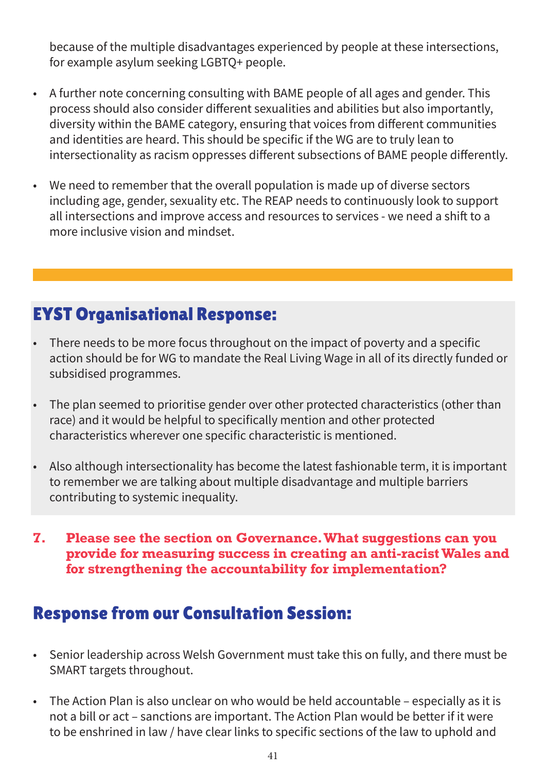because of the multiple disadvantages experienced by people at these intersections, for example asylum seeking LGBTQ+ people.

- A further note concerning consulting with BAME people of all ages and gender. This process should also consider different sexualities and abilities but also importantly, diversity within the BAME category, ensuring that voices from different communities and identities are heard. This should be specific if the WG are to truly lean to intersectionality as racism oppresses different subsections of BAME people differently.

- We need to remember that the overall population is made up of diverse sectors including age, gender, sexuality etc. The REAP needs to continuously look to support all intersections and improve access and resources to services - we need a shift to a more inclusive vision and mindset.

## EYST Organisational Response:

- There needs to be more focus throughout on the impact of poverty and a specific action should be for WG to mandate the Real Living Wage in all of its directly funded or subsidised programmes.

- The plan seemed to prioritise gender over other protected characteristics (other than race) and it would be helpful to specifically mention and other protected characteristics wherever one specific characteristic is mentioned.

- Also although intersectionality has become the latest fashionable term, it is important to remember we are talking about multiple disadvantage and multiple barriers contributing to systemic inequality.

**7. Please see the section on Governance. What suggestions can you provide for measuring success in creating an anti-racist Wales and for strengthening the accountability for implementation?**

## Response from our Consultation Session:

- Senior leadership across Welsh Government must take this on fully, and there must be SMART targets throughout.

- The Action Plan is also unclear on who would be held accountable – especially as it is not a bill or act – sanctions are important. The Action Plan would be better if it were to be enshrined in law / have clear links to specific sections of the law to uphold and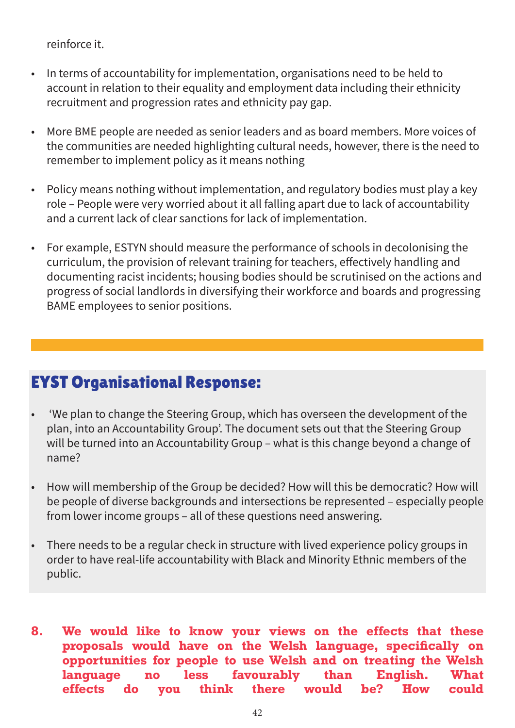reinforce it.

- In terms of accountability for implementation, organisations need to be held to account in relation to their equality and employment data including their ethnicity recruitment and progression rates and ethnicity pay gap.

- More BME people are needed as senior leaders and as board members. More voices of the communities are needed highlighting cultural needs, however, there is the need to remember to implement policy as it means nothing

- Policy means nothing without implementation, and regulatory bodies must play a key role – People were very worried about it all falling apart due to lack of accountability and a current lack of clear sanctions for lack of implementation.

- For example, ESTYN should measure the performance of schools in decolonising the curriculum, the provision of relevant training for teachers, effectively handling and documenting racist incidents; housing bodies should be scrutinised on the actions and progress of social landlords in diversifying their workforce and boards and progressing BAME employees to senior positions.

## EYST Organisational Response:

- 'We plan to change the Steering Group, which has overseen the development of the plan, into an Accountability Group'. The document sets out that the Steering Group will be turned into an Accountability Group – what is this change beyond a change of name?

- How will membership of the Group be decided? How will this be democratic? How will be people of diverse backgrounds and intersections be represented – especially people from lower income groups – all of these questions need answering.

- There needs to be a regular check in structure with lived experience policy groups in order to have real-life accountability with Black and Minority Ethnic members of the public.

**8. We would like to know your views on the effects that these proposals would have on the Welsh language, specifically on opportunities for people to use Welsh and on treating the Welsh language no less favourably than English. What effects do you think there would be? How could**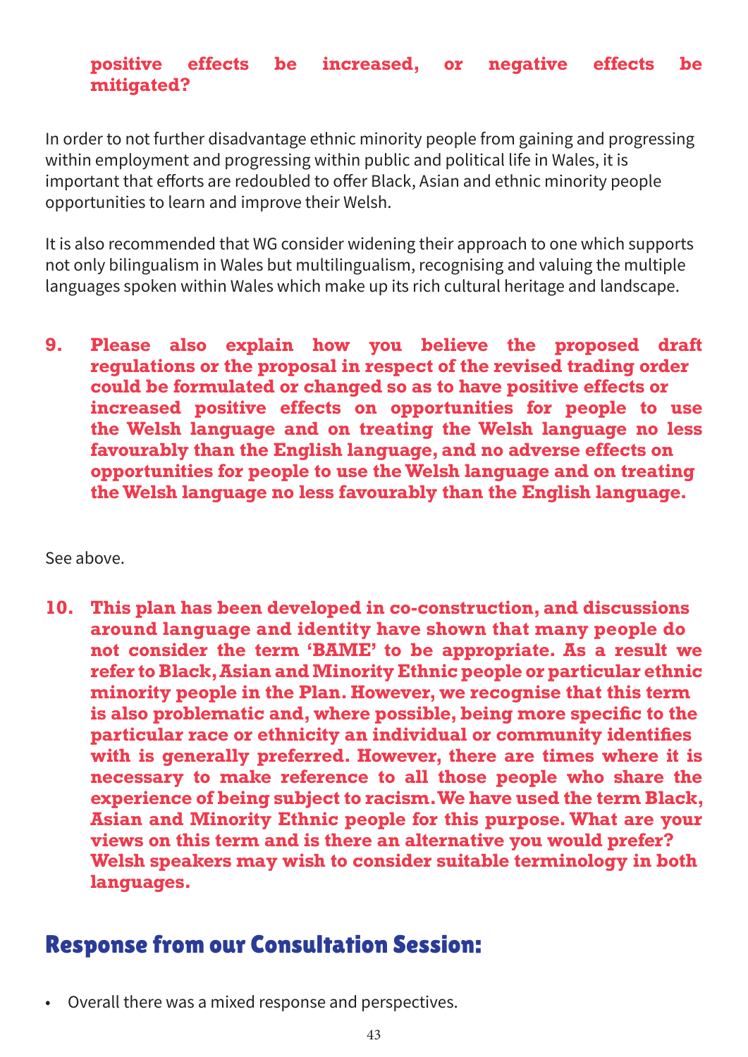**positive effects be increased, or negative effects be mitigated?**

In order to not further disadvantage ethnic minority people from gaining and progressing within employment and progressing within public and political life in Wales, it is important that efforts are redoubled to offer Black, Asian and ethnic minority people opportunities to learn and improve their Welsh.

It is also recommended that WG consider widening their approach to one which supports not only bilingualism in Wales but multilingualism, recognising and valuing the multiple languages spoken within Wales which make up its rich cultural heritage and landscape.

**9. Please also explain how you believe the proposed draft regulations or the proposal in respect of the revised trading order could be formulated or changed so as to have positive effects or increased positive effects on opportunities for people to use the Welsh language and on treating the Welsh language no less favourably than the English language, and no adverse effects on opportunities for people to use the Welsh language and on treating the Welsh language no less favourably than the English language.**

See above.

**10. This plan has been developed in co-construction, and discussions around language and identity have shown that many people do not consider the term 'BAME' to be appropriate. As a result we refer to Black, Asian and Minority Ethnic people or particular ethnic minority people in the Plan. However, we recognise that this term is also problematic and, where possible, being more specific to the particular race or ethnicity an individual or community identifies with is generally preferred. However, there are times where it is necessary to make reference to all those people who share the experience of being subject to racism. We have used the term Black, Asian and Minority Ethnic people for this purpose. What are your views on this term and is there an alternative you would prefer? Welsh speakers may wish to consider suitable terminology in both languages.**

## Response from our Consultation Session:

- Overall there was a mixed response and perspectives.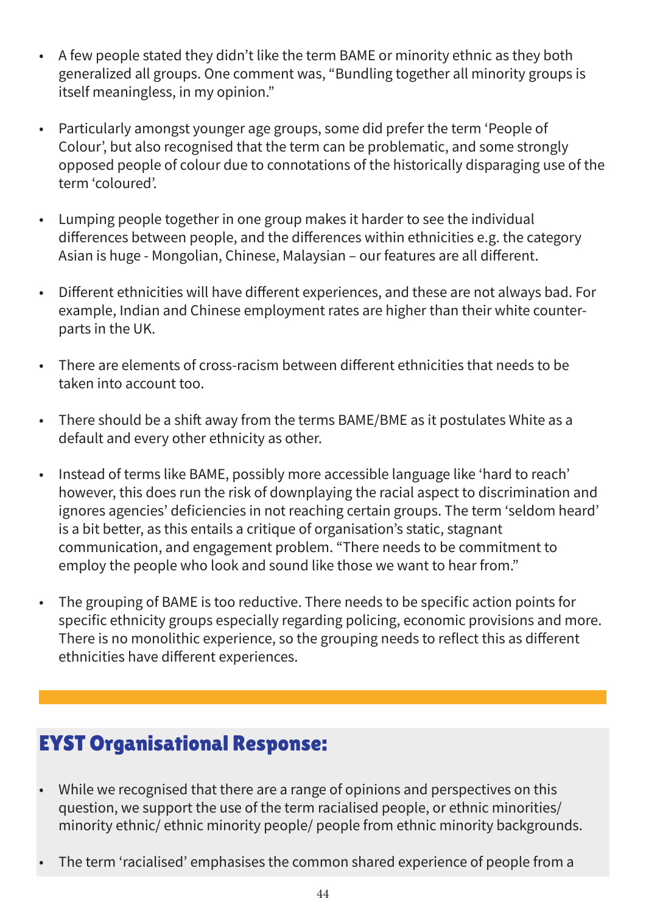- A few people stated they didn't like the term BAME or minority ethnic as they both generalized all groups. One comment was, "Bundling together all minority groups is itself meaningless, in my opinion."

- Particularly amongst younger age groups, some did prefer the term 'People of Colour', but also recognised that the term can be problematic, and some strongly opposed people of colour due to connotations of the historically disparaging use of the term 'coloured'.

- Lumping people together in one group makes it harder to see the individual differences between people, and the differences within ethnicities e.g. the category Asian is huge - Mongolian, Chinese, Malaysian – our features are all different.

- Different ethnicities will have different experiences, and these are not always bad. For example, Indian and Chinese employment rates are higher than their white counter-parts in the UK.

- There are elements of cross-racism between different ethnicities that needs to be taken into account too.

- There should be a shift away from the terms BAME/BME as it postulates White as a default and every other ethnicity as other.

- Instead of terms like BAME, possibly more accessible language like 'hard to reach' however, this does run the risk of downplaying the racial aspect to discrimination and ignores agencies' deficiencies in not reaching certain groups. The term 'seldom heard' is a bit better, as this entails a critique of organisation's static, stagnant communication, and engagement problem. "There needs to be commitment to employ the people who look and sound like those we want to hear from."

- The grouping of BAME is too reductive. There needs to be specific action points for specific ethnicity groups especially regarding policing, economic provisions and more. There is no monolithic experience, so the grouping needs to reflect this as different ethnicities have different experiences.

## EYST Organisational Response:

- While we recognised that there are a range of opinions and perspectives on this question, we support the use of the term racialised people, or ethnic minorities/ minority ethnic/ ethnic minority people/ people from ethnic minority backgrounds.

- The term 'racialised' emphasises the common shared experience of people from a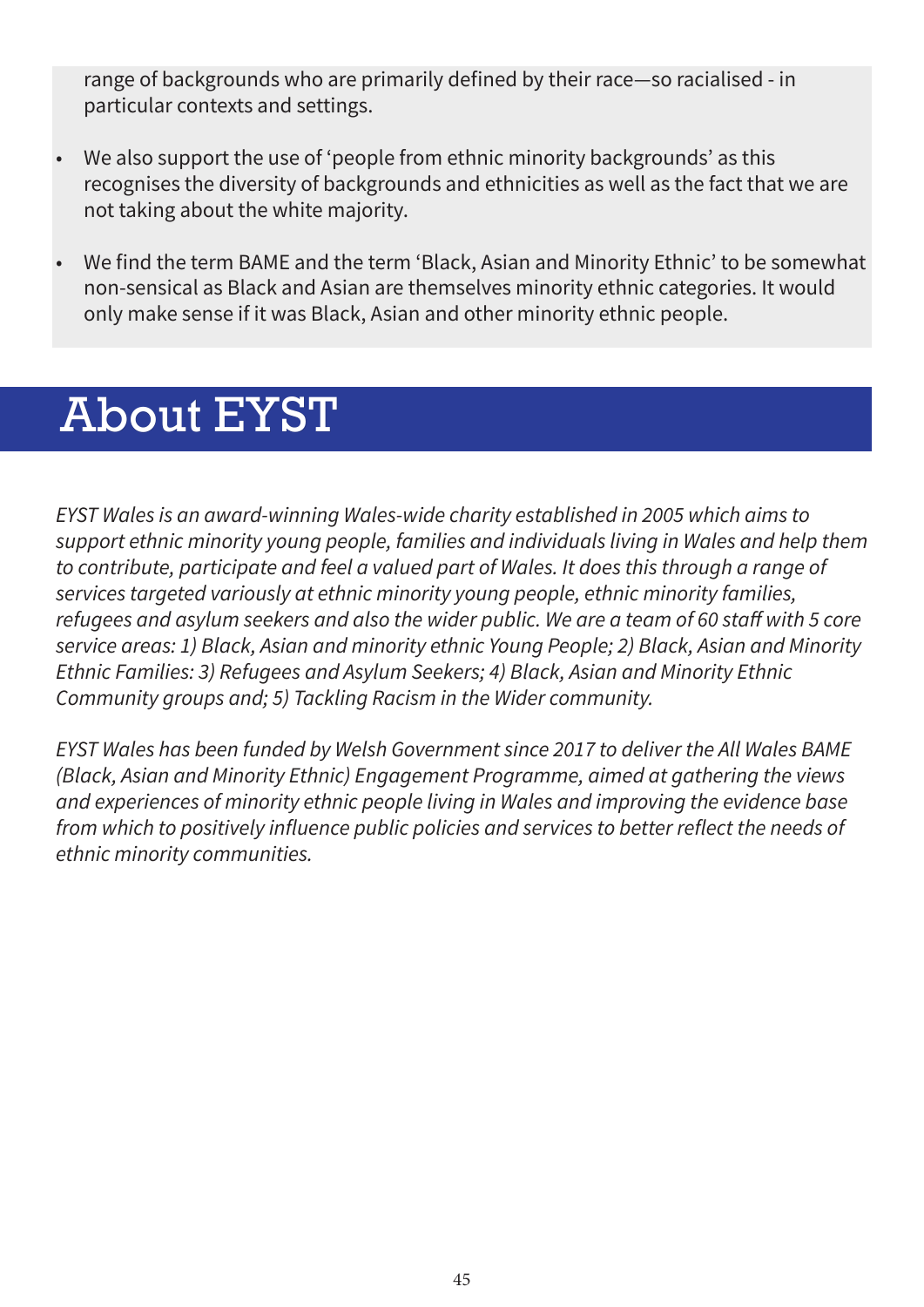range of backgrounds who are primarily defined by their race—so racialised - in particular contexts and settings.

- We also support the use of 'people from ethnic minority backgrounds' as this recognises the diversity of backgrounds and ethnicities as well as the fact that we are not taking about the white majority.
- We find the term BAME and the term 'Black, Asian and Minority Ethnic' to be somewhat non-sensical as Black and Asian are themselves minority ethnic categories. It would only make sense if it was Black, Asian and other minority ethnic people.

# About EYST

*EYST Wales is an award-winning Wales-wide charity established in 2005 which aims to support ethnic minority young people, families and individuals living in Wales and help them to contribute, participate and feel a valued part of Wales. It does this through a range of services targeted variously at ethnic minority young people, ethnic minority families, refugees and asylum seekers and also the wider public. We are a team of 60 staff with 5 core service areas: 1) Black, Asian and minority ethnic Young People; 2) Black, Asian and Minority Ethnic Families: 3) Refugees and Asylum Seekers; 4) Black, Asian and Minority Ethnic Community groups and; 5) Tackling Racism in the Wider community.*

*EYST Wales has been funded by Welsh Government since 2017 to deliver the All Wales BAME (Black, Asian and Minority Ethnic) Engagement Programme, aimed at gathering the views and experiences of minority ethnic people living in Wales and improving the evidence base from which to positively influence public policies and services to better reflect the needs of ethnic minority communities.*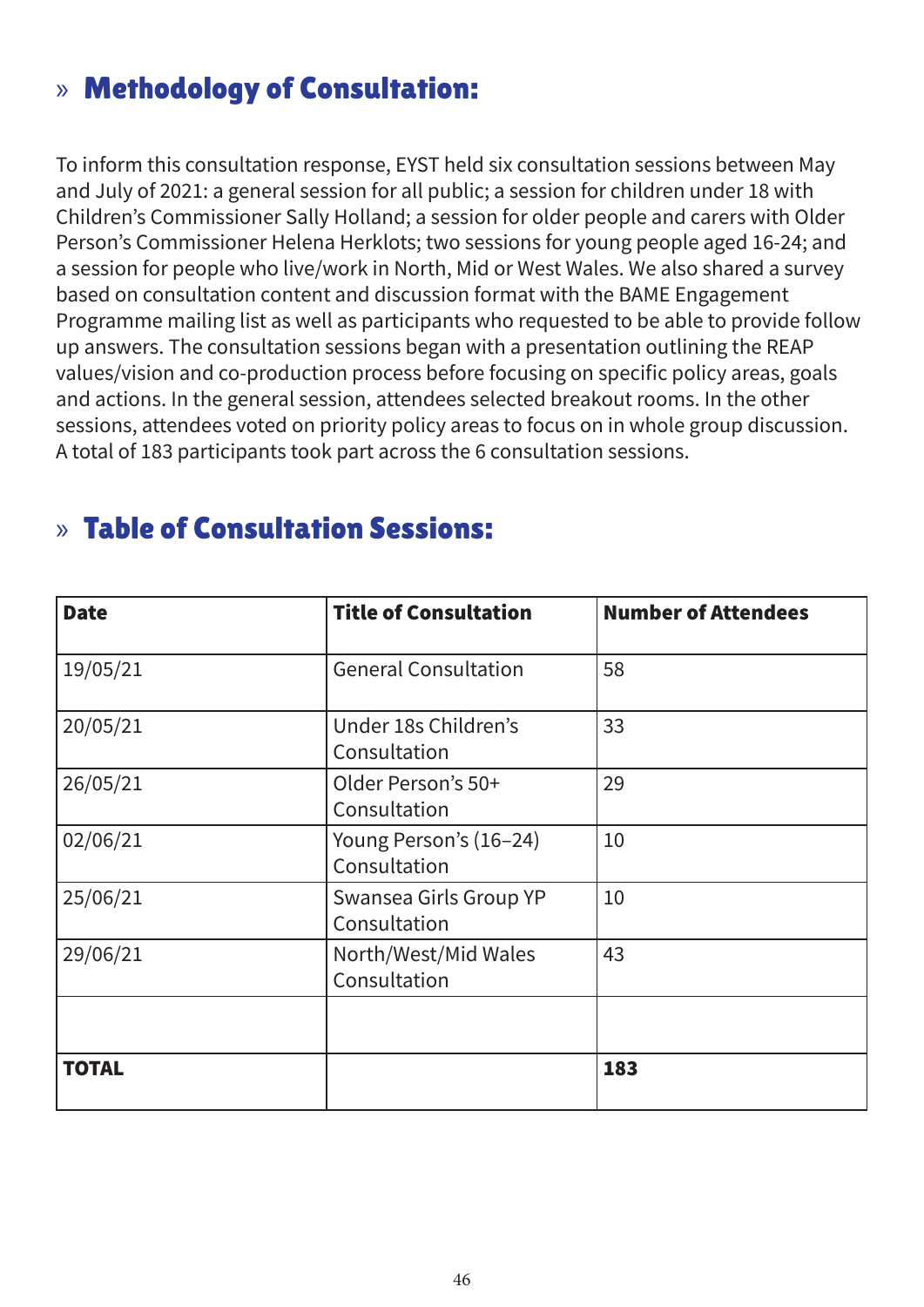## » Methodology of Consultation:

To inform this consultation response, EYST held six consultation sessions between May and July of 2021: a general session for all public; a session for children under 18 with Children's Commissioner Sally Holland; a session for older people and carers with Older Person's Commissioner Helena Herklots; two sessions for young people aged 16-24; and a session for people who live/work in North, Mid or West Wales. We also shared a survey based on consultation content and discussion format with the BAME Engagement Programme mailing list as well as participants who requested to be able to provide follow up answers. The consultation sessions began with a presentation outlining the REAP values/vision and co-production process before focusing on specific policy areas, goals and actions. In the general session, attendees selected breakout rooms. In the other sessions, attendees voted on priority policy areas to focus on in whole group discussion. A total of 183 participants took part across the 6 consultation sessions.

## » Table of Consultation Sessions:

| **Date** | **Title of Consultation** | **Number of Attendees** |
|---|---|---|
| 19/05/21 | General Consultation | 58 |
| 20/05/21 | Under 18s Children's Consultation | 33 |
| 26/05/21 | Older Person's 50+ Consultation | 29 |
| 02/06/21 | Young Person's (16–24) Consultation | 10 |
| 25/06/21 | Swansea Girls Group YP Consultation | 10 |
| 29/06/21 | North/West/Mid Wales Consultation | 43 |
| | | |
| **TOTAL** | | **183** |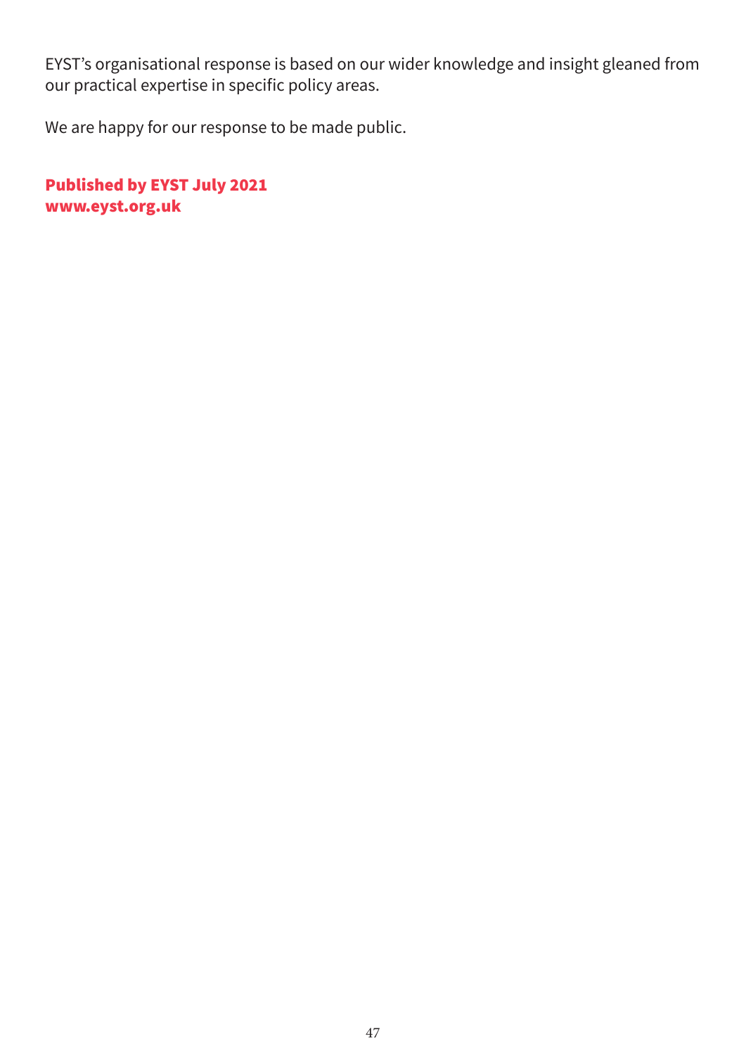EYST's organisational response is based on our wider knowledge and insight gleaned from our practical expertise in specific policy areas.

We are happy for our response to be made public.

**Published by EYST July 2021**
**www.eyst.org.uk**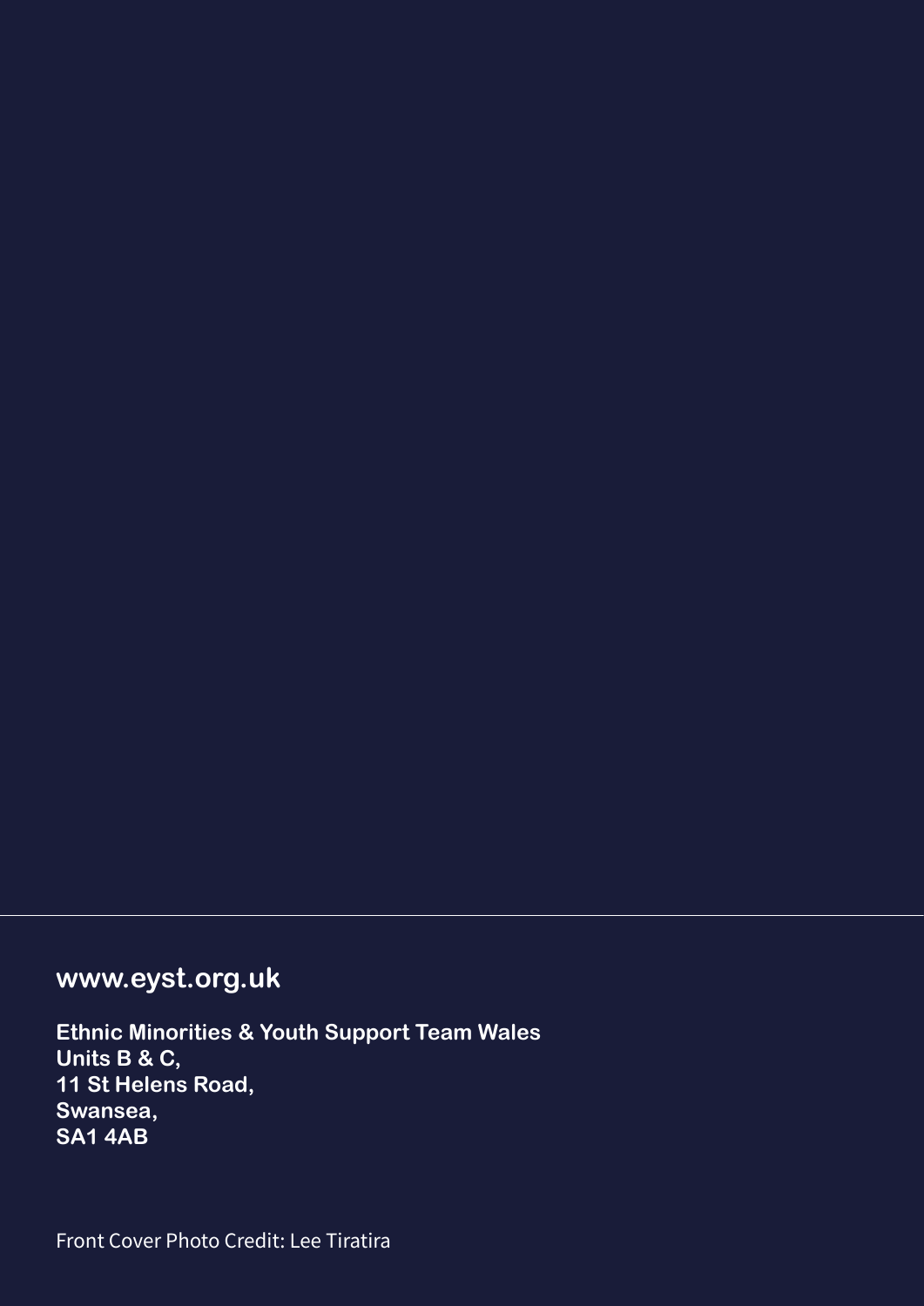www.eyst.org.uk

**Ethnic Minorities & Youth Support Team Wales**
**Units B & C,**
**11 St Helens Road,**
**Swansea,**
**SA1 4AB**

Front Cover Photo Credit: Lee Tiratira